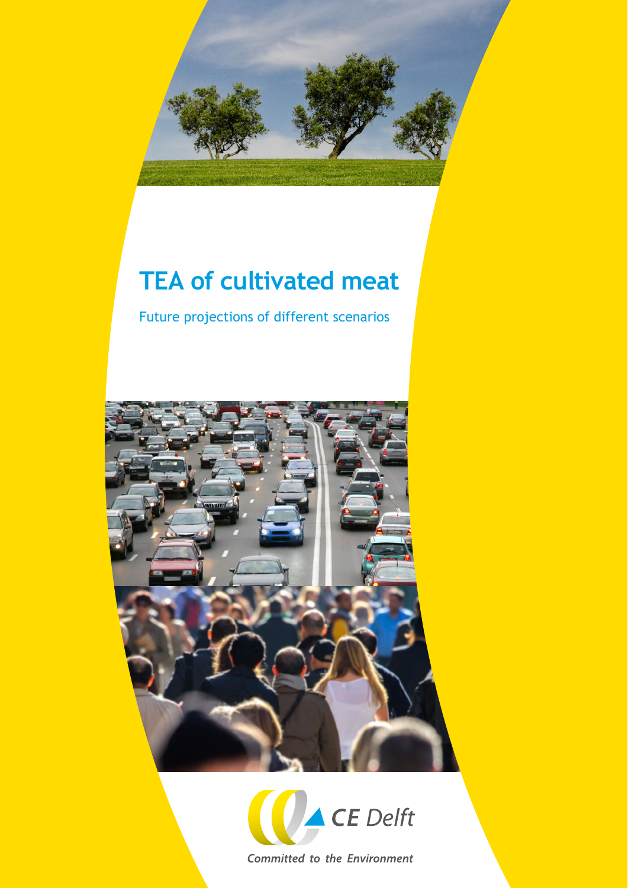# TEA of cultivated meat

Future projections of different scenarios

CE Delft

*Committed to the Environment*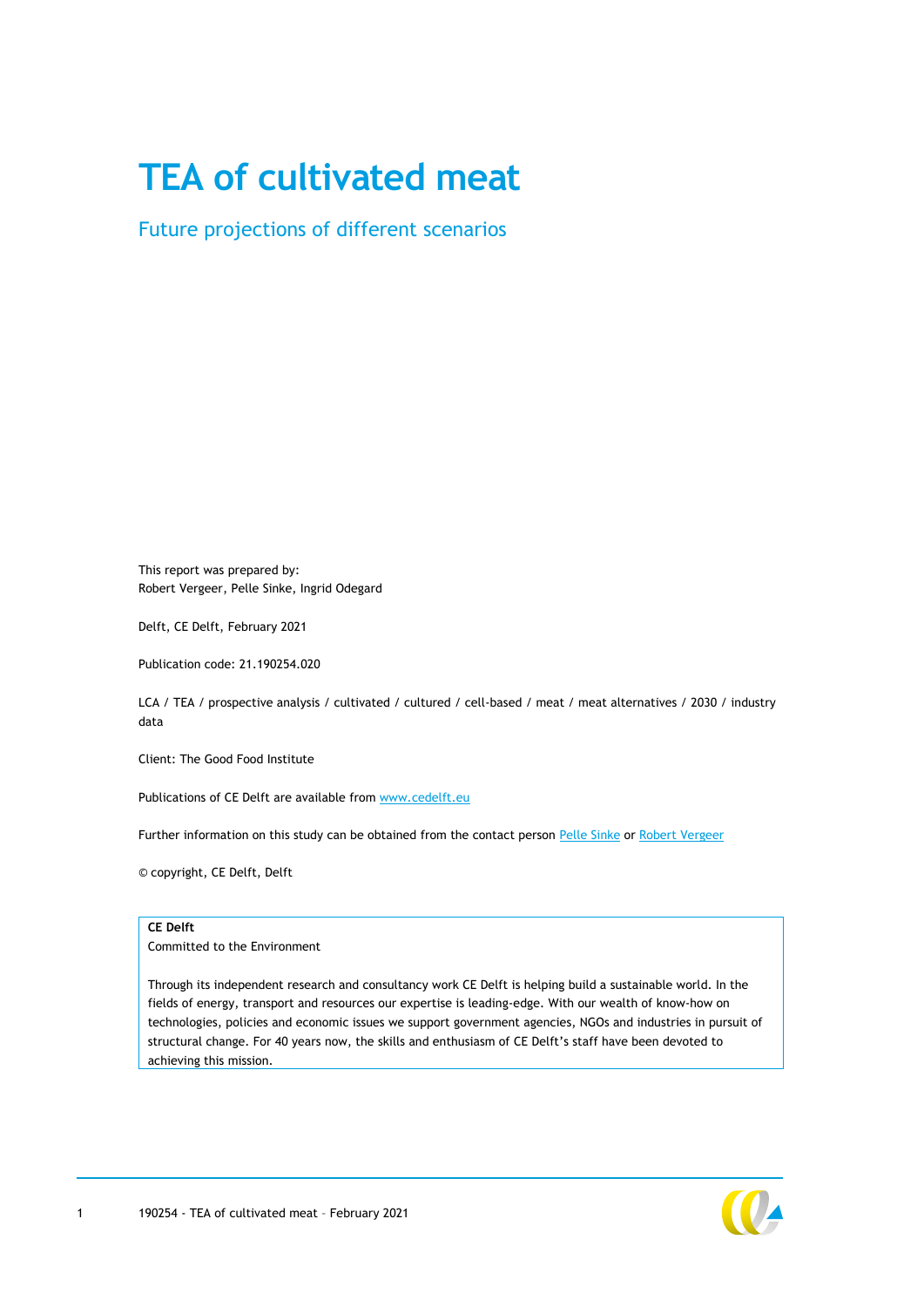# TEA of cultivated meat

## Future projections of different scenarios

This report was prepared by:
Robert Vergeer, Pelle Sinke, Ingrid Odegard

Delft, CE Delft, February 2021

Publication code: 21.190254.020

LCA / TEA / prospective analysis / cultivated / cultured / cell-based / meat / meat alternatives / 2030 / industry data

Client: The Good Food Institute

Publications of CE Delft are available from [www.cedelft.eu](www.cedelft.eu)

Further information on this study can be obtained from the contact person Pelle Sinke or Robert Vergeer

© copyright, CE Delft, Delft

**CE Delft**
Committed to the Environment

Through its independent research and consultancy work CE Delft is helping build a sustainable world. In the fields of energy, transport and resources our expertise is leading-edge. With our wealth of know-how on technologies, policies and economic issues we support government agencies, NGOs and industries in pursuit of structural change. For 40 years now, the skills and enthusiasm of CE Delft's staff have been devoted to achieving this mission.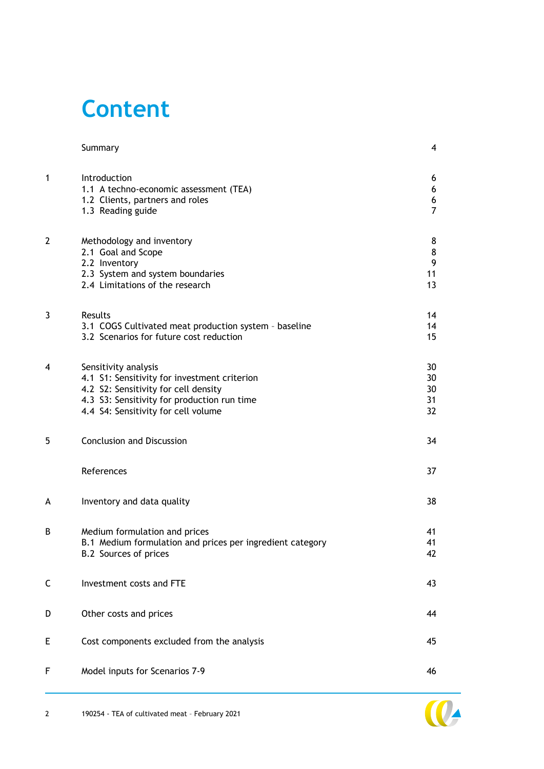# Content

| | | |
|---|---|---|
| | Summary | 4 |
| 1 | Introduction | 6 |
| | 1.1 A techno-economic assessment (TEA) | 6 |
| | 1.2 Clients, partners and roles | 6 |
| | 1.3 Reading guide | 7 |
| 2 | Methodology and inventory | 8 |
| | 2.1 Goal and Scope | 8 |
| | 2.2 Inventory | 9 |
| | 2.3 System and system boundaries | 11 |
| | 2.4 Limitations of the research | 13 |
| 3 | Results | 14 |
| | 3.1 COGS Cultivated meat production system - baseline | 14 |
| | 3.2 Scenarios for future cost reduction | 15 |
| 4 | Sensitivity analysis | 30 |
| | 4.1 S1: Sensitivity for investment criterion | 30 |
| | 4.2 S2: Sensitivity for cell density | 30 |
| | 4.3 S3: Sensitivity for production run time | 31 |
| | 4.4 S4: Sensitivity for cell volume | 32 |
| 5 | Conclusion and Discussion | 34 |
| | References | 37 |
| A | Inventory and data quality | 38 |
| B | Medium formulation and prices | 41 |
| | B.1 Medium formulation and prices per ingredient category | 41 |
| | B.2 Sources of prices | 42 |
| C | Investment costs and FTE | 43 |
| D | Other costs and prices | 44 |
| E | Cost components excluded from the analysis | 45 |
| F | Model inputs for Scenarios 7-9 | 46 |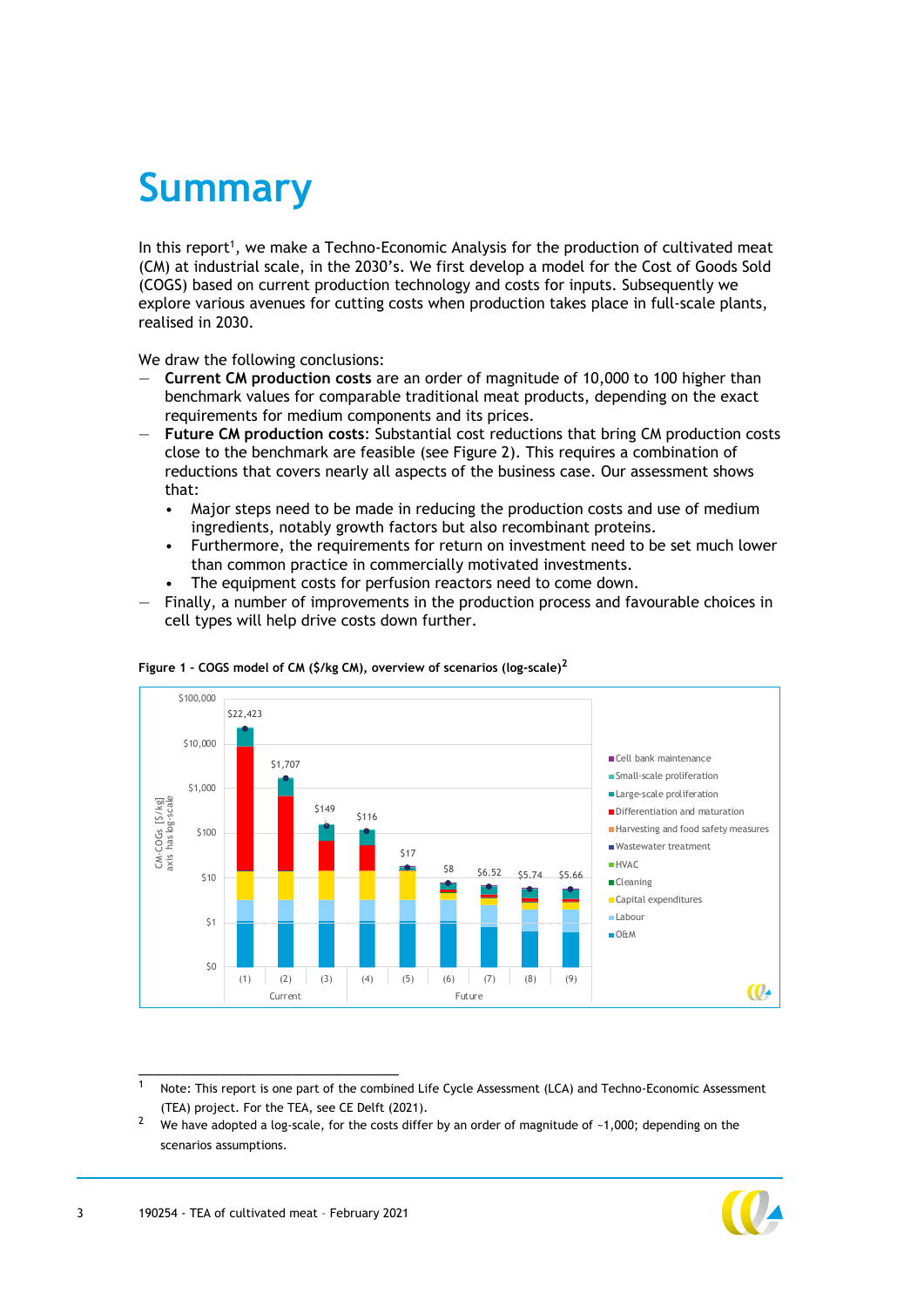# Summary

In this report[1], we make a Techno-Economic Analysis for the production of cultivated meat (CM) at industrial scale, in the 2030's. We first develop a model for the Cost of Goods Sold (COGS) based on current production technology and costs for inputs. Subsequently we explore various avenues for cutting costs when production takes place in full-scale plants, realised in 2030.

We draw the following conclusions:

- **Current CM production costs** are an order of magnitude of 10,000 to 100 higher than benchmark values for comparable traditional meat products, depending on the exact requirements for medium components and its prices.
- **Future CM production costs**: Substantial cost reductions that bring CM production costs close to the benchmark are feasible (see Figure 2). This requires a combination of reductions that covers nearly all aspects of the business case. Our assessment shows that:
  - Major steps need to be made in reducing the production costs and use of medium ingredients, notably growth factors but also recombinant proteins.
  - Furthermore, the requirements for return on investment need to be set much lower than common practice in commercially motivated investments.
  - The equipment costs for perfusion reactors need to come down.
- Finally, a number of improvements in the production process and favourable choices in cell types will help drive costs down further.

**Figure 1 – COGS model of CM ($/kg CM), overview of scenarios (log-scale)[2]**

[1] Note: This report is one part of the combined Life Cycle Assessment (LCA) and Techno-Economic Assessment (TEA) project. For the TEA, see CE Delft (2021).

[2] We have adopted a log-scale, for the costs differ by an order of magnitude of ~1,000; depending on the scenarios assumptions.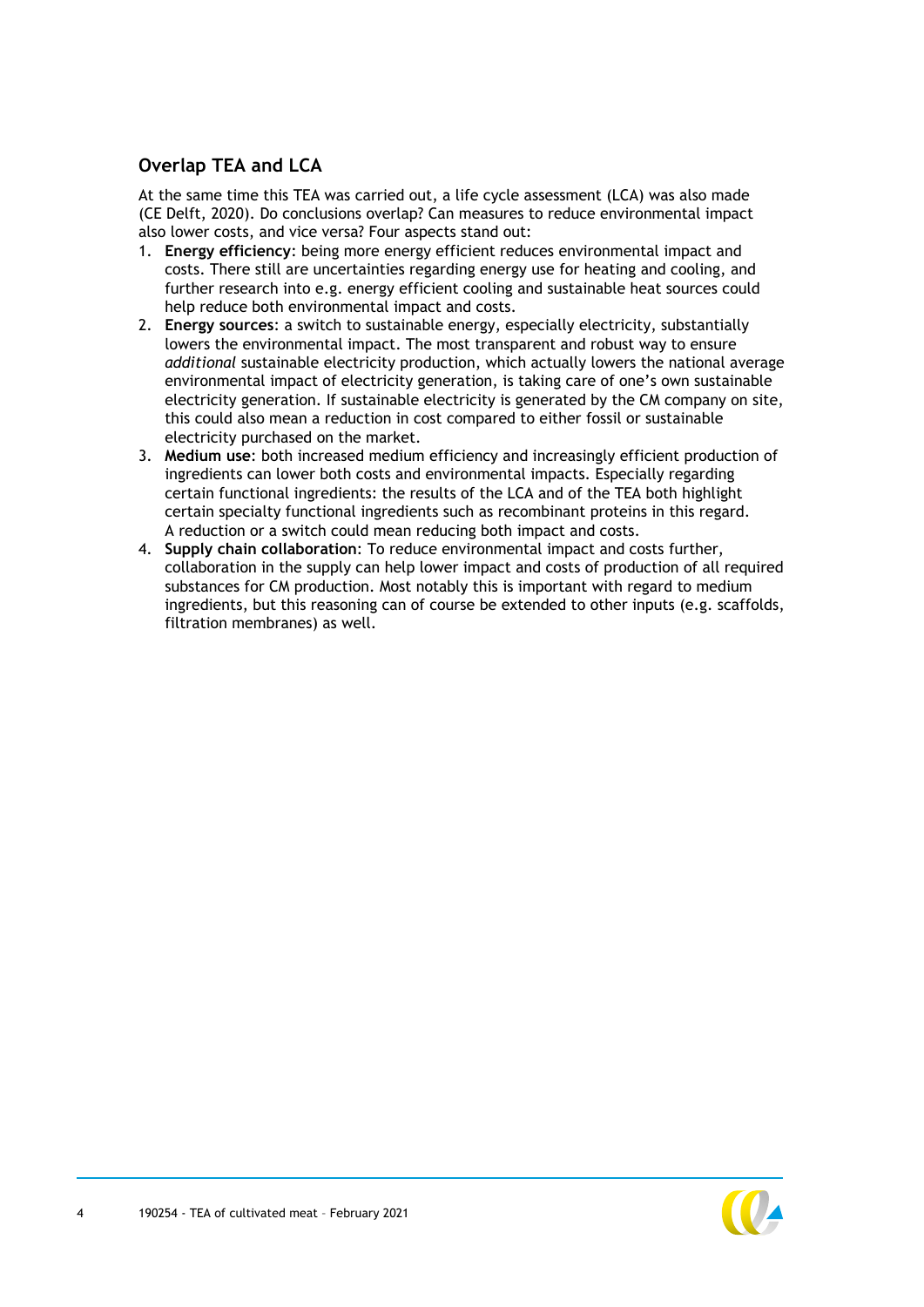## Overlap TEA and LCA

At the same time this TEA was carried out, a life cycle assessment (LCA) was also made (CE Delft, 2020). Do conclusions overlap? Can measures to reduce environmental impact also lower costs, and vice versa? Four aspects stand out:

1. **Energy efficiency**: being more energy efficient reduces environmental impact and costs. There still are uncertainties regarding energy use for heating and cooling, and further research into e.g. energy efficient cooling and sustainable heat sources could help reduce both environmental impact and costs.
2. **Energy sources**: a switch to sustainable energy, especially electricity, substantially lowers the environmental impact. The most transparent and robust way to ensure *additional* sustainable electricity production, which actually lowers the national average environmental impact of electricity generation, is taking care of one's own sustainable electricity generation. If sustainable electricity is generated by the CM company on site, this could also mean a reduction in cost compared to either fossil or sustainable electricity purchased on the market.
3. **Medium use**: both increased medium efficiency and increasingly efficient production of ingredients can lower both costs and environmental impacts. Especially regarding certain functional ingredients: the results of the LCA and of the TEA both highlight certain specialty functional ingredients such as recombinant proteins in this regard. A reduction or a switch could mean reducing both impact and costs.
4. **Supply chain collaboration**: To reduce environmental impact and costs further, collaboration in the supply can help lower impact and costs of production of all required substances for CM production. Most notably this is important with regard to medium ingredients, but this reasoning can of course be extended to other inputs (e.g. scaffolds, filtration membranes) as well.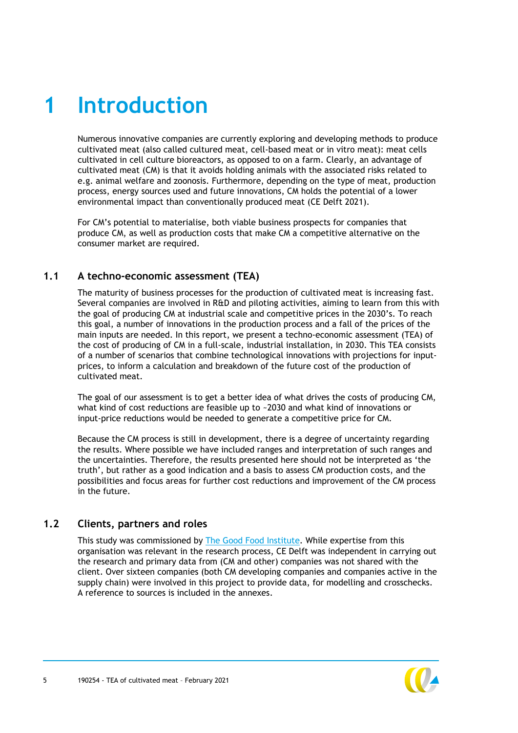# 1 Introduction

Numerous innovative companies are currently exploring and developing methods to produce cultivated meat (also called cultured meat, cell-based meat or in vitro meat): meat cells cultivated in cell culture bioreactors, as opposed to on a farm. Clearly, an advantage of cultivated meat (CM) is that it avoids holding animals with the associated risks related to e.g. animal welfare and zoonosis. Furthermore, depending on the type of meat, production process, energy sources used and future innovations, CM holds the potential of a lower environmental impact than conventionally produced meat (CE Delft 2021).

For CM's potential to materialise, both viable business prospects for companies that produce CM, as well as production costs that make CM a competitive alternative on the consumer market are required.

## 1.1 A techno-economic assessment (TEA)

The maturity of business processes for the production of cultivated meat is increasing fast. Several companies are involved in R&D and piloting activities, aiming to learn from this with the goal of producing CM at industrial scale and competitive prices in the 2030's. To reach this goal, a number of innovations in the production process and a fall of the prices of the main inputs are needed. In this report, we present a techno-economic assessment (TEA) of the cost of producing of CM in a full-scale, industrial installation, in 2030. This TEA consists of a number of scenarios that combine technological innovations with projections for input-prices, to inform a calculation and breakdown of the future cost of the production of cultivated meat.

The goal of our assessment is to get a better idea of what drives the costs of producing CM, what kind of cost reductions are feasible up to ~2030 and what kind of innovations or input-price reductions would be needed to generate a competitive price for CM.

Because the CM process is still in development, there is a degree of uncertainty regarding the results. Where possible we have included ranges and interpretation of such ranges and the uncertainties. Therefore, the results presented here should not be interpreted as 'the truth', but rather as a good indication and a basis to assess CM production costs, and the possibilities and focus areas for further cost reductions and improvement of the CM process in the future.

## 1.2 Clients, partners and roles

This study was commissioned by The Good Food Institute. While expertise from this organisation was relevant in the research process, CE Delft was independent in carrying out the research and primary data from (CM and other) companies was not shared with the client. Over sixteen companies (both CM developing companies and companies active in the supply chain) were involved in this project to provide data, for modelling and crosschecks. A reference to sources is included in the annexes.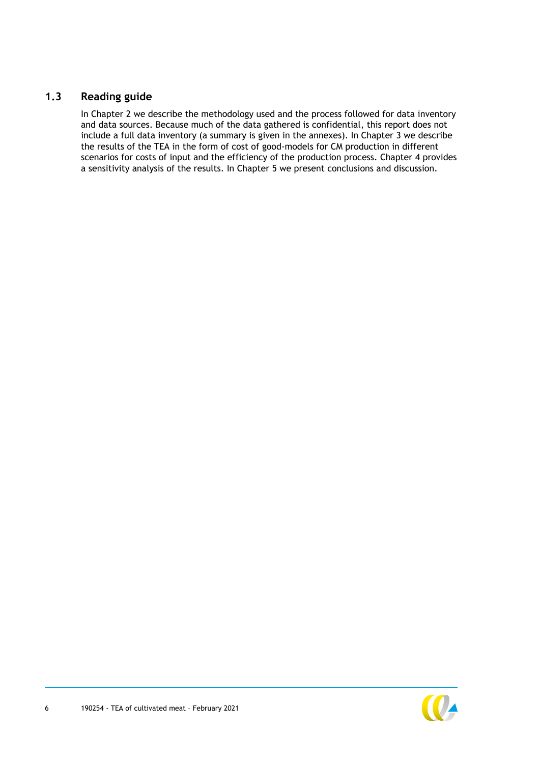## 1.3 Reading guide

In Chapter 2 we describe the methodology used and the process followed for data inventory and data sources. Because much of the data gathered is confidential, this report does not include a full data inventory (a summary is given in the annexes). In Chapter 3 we describe the results of the TEA in the form of cost of good-models for CM production in different scenarios for costs of input and the efficiency of the production process. Chapter 4 provides a sensitivity analysis of the results. In Chapter 5 we present conclusions and discussion.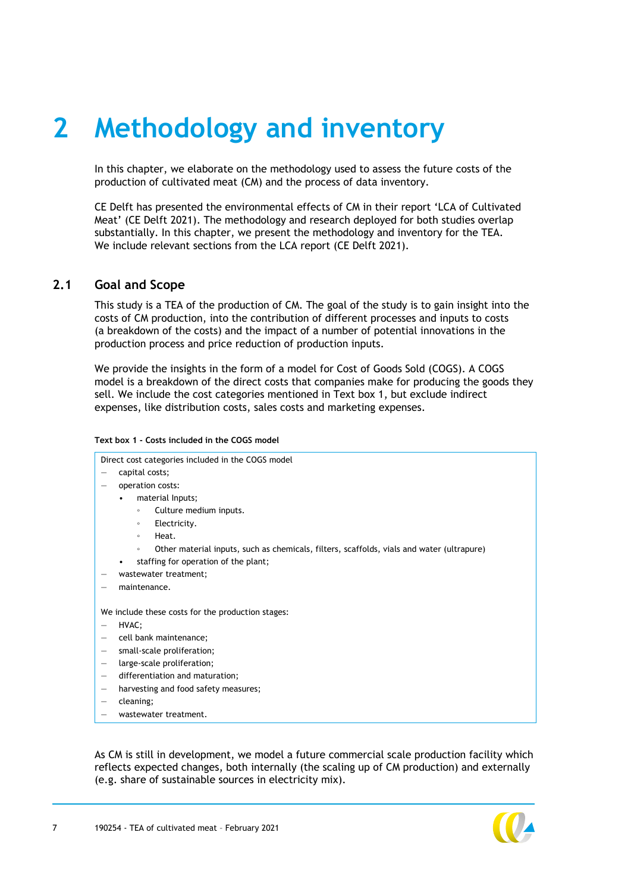# 2 Methodology and inventory

In this chapter, we elaborate on the methodology used to assess the future costs of the production of cultivated meat (CM) and the process of data inventory.

CE Delft has presented the environmental effects of CM in their report 'LCA of Cultivated Meat' (CE Delft 2021). The methodology and research deployed for both studies overlap substantially. In this chapter, we present the methodology and inventory for the TEA. We include relevant sections from the LCA report (CE Delft 2021).

## 2.1 Goal and Scope

This study is a TEA of the production of CM. The goal of the study is to gain insight into the costs of CM production, into the contribution of different processes and inputs to costs (a breakdown of the costs) and the impact of a number of potential innovations in the production process and price reduction of production inputs.

We provide the insights in the form of a model for Cost of Goods Sold (COGS). A COGS model is a breakdown of the direct costs that companies make for producing the goods they sell. We include the cost categories mentioned in Text box 1, but exclude indirect expenses, like distribution costs, sales costs and marketing expenses.

**Text box 1 - Costs included in the COGS model**

Direct cost categories included in the COGS model

- capital costs;
- operation costs:
  - material Inputs;
    - Culture medium inputs.
    - Electricity.
    - Heat.
    - Other material inputs, such as chemicals, filters, scaffolds, vials and water (ultrapure)
  - staffing for operation of the plant;
- wastewater treatment;
- maintenance.

We include these costs for the production stages:

- HVAC;
- cell bank maintenance;
- small-scale proliferation;
- large-scale proliferation;
- differentiation and maturation;
- harvesting and food safety measures;
- cleaning;
- wastewater treatment.

As CM is still in development, we model a future commercial scale production facility which reflects expected changes, both internally (the scaling up of CM production) and externally (e.g. share of sustainable sources in electricity mix).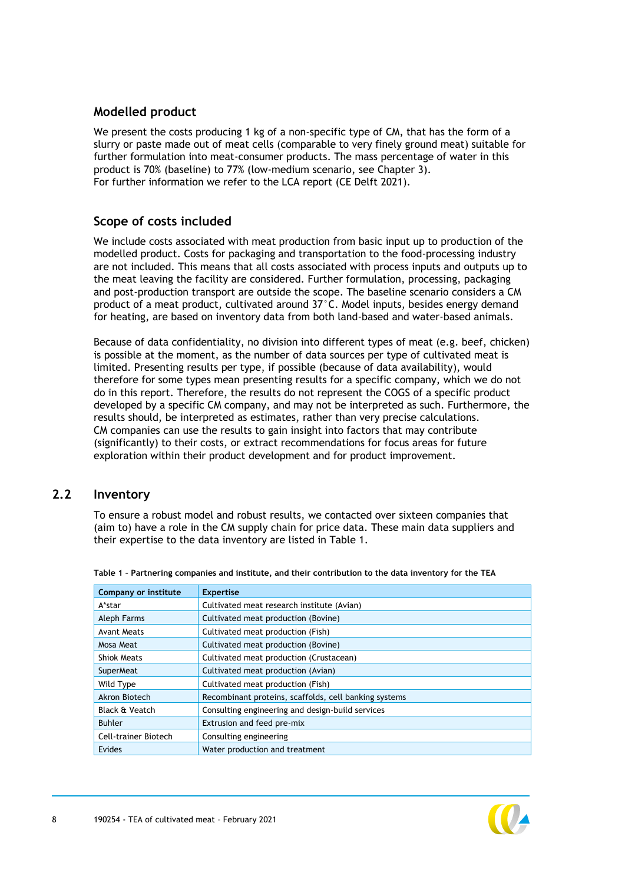### Modelled product

We present the costs producing 1 kg of a non-specific type of CM, that has the form of a slurry or paste made out of meat cells (comparable to very finely ground meat) suitable for further formulation into meat-consumer products. The mass percentage of water in this product is 70% (baseline) to 77% (low-medium scenario, see Chapter 3).
For further information we refer to the LCA report (CE Delft 2021).

### Scope of costs included

We include costs associated with meat production from basic input up to production of the modelled product. Costs for packaging and transportation to the food-processing industry are not included. This means that all costs associated with process inputs and outputs up to the meat leaving the facility are considered. Further formulation, processing, packaging and post-production transport are outside the scope. The baseline scenario considers a CM product of a meat product, cultivated around 37°C. Model inputs, besides energy demand for heating, are based on inventory data from both land-based and water-based animals.

Because of data confidentiality, no division into different types of meat (e.g. beef, chicken) is possible at the moment, as the number of data sources per type of cultivated meat is limited. Presenting results per type, if possible (because of data availability), would therefore for some types mean presenting results for a specific company, which we do not do in this report. Therefore, the results do not represent the COGS of a specific product developed by a specific CM company, and may not be interpreted as such. Furthermore, the results should, be interpreted as estimates, rather than very precise calculations.
CM companies can use the results to gain insight into factors that may contribute (significantly) to their costs, or extract recommendations for focus areas for future exploration within their product development and for product improvement.

## 2.2 Inventory

To ensure a robust model and robust results, we contacted over sixteen companies that (aim to) have a role in the CM supply chain for price data. These main data suppliers and their expertise to the data inventory are listed in Table 1.

**Table 1 – Partnering companies and institute, and their contribution to the data inventory for the TEA**

| Company or institute | Expertise |
|---|---|
| A*star | Cultivated meat research institute (Avian) |
| Aleph Farms | Cultivated meat production (Bovine) |
| Avant Meats | Cultivated meat production (Fish) |
| Mosa Meat | Cultivated meat production (Bovine) |
| Shiok Meats | Cultivated meat production (Crustacean) |
| SuperMeat | Cultivated meat production (Avian) |
| Wild Type | Cultivated meat production (Fish) |
| Akron Biotech | Recombinant proteins, scaffolds, cell banking systems |
| Black & Veatch | Consulting engineering and design-build services |
| Buhler | Extrusion and feed pre-mix |
| Cell-trainer Biotech | Consulting engineering |
| Evides | Water production and treatment |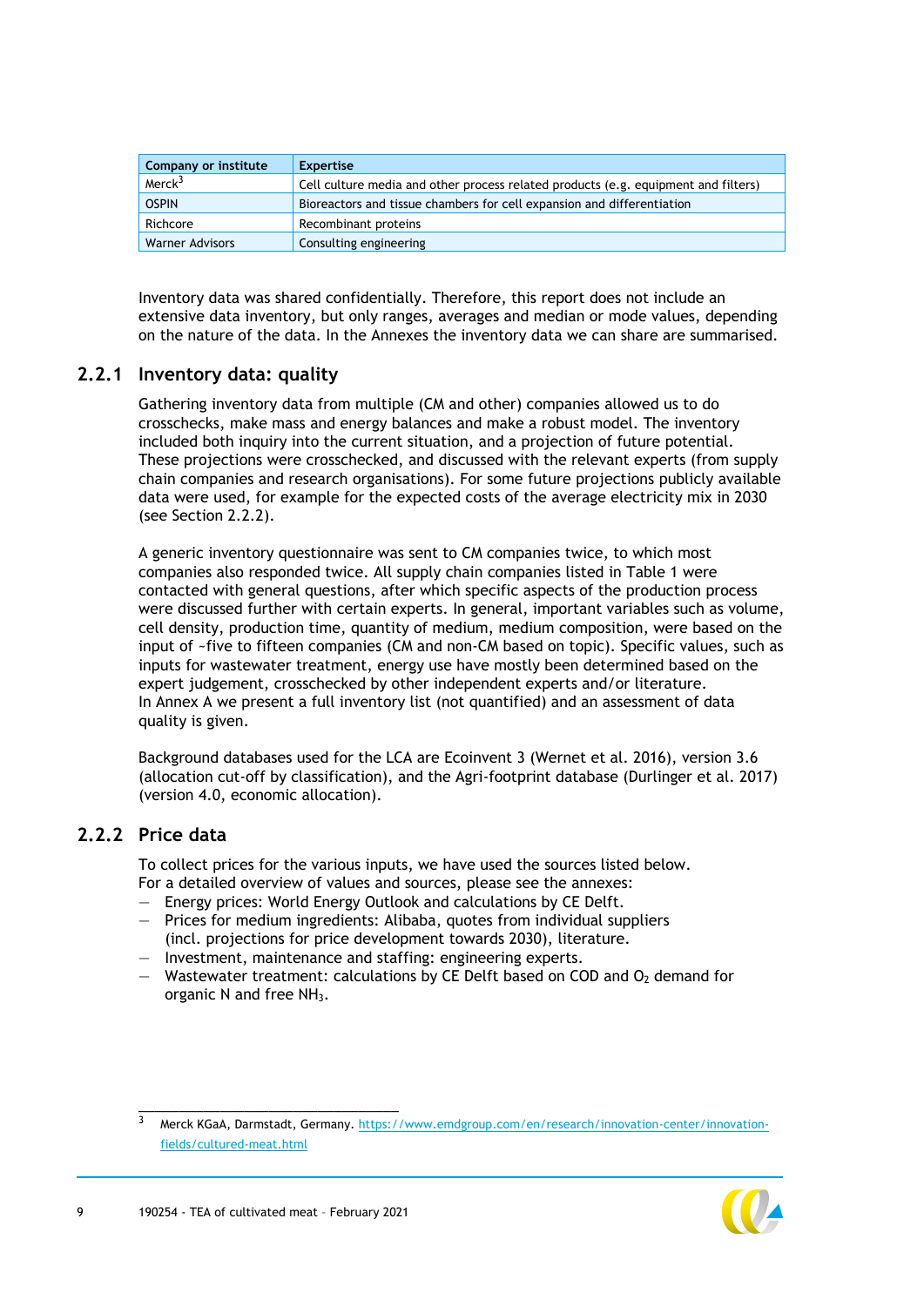| Company or institute | Expertise |
| --- | --- |
| Merck[3] | Cell culture media and other process related products (e.g. equipment and filters) |
| OSPIN | Bioreactors and tissue chambers for cell expansion and differentiation |
| Richcore | Recombinant proteins |
| Warner Advisors | Consulting engineering |

Inventory data was shared confidentially. Therefore, this report does not include an extensive data inventory, but only ranges, averages and median or mode values, depending on the nature of the data. In the Annexes the inventory data we can share are summarised.

### 2.2.1 Inventory data: quality

Gathering inventory data from multiple (CM and other) companies allowed us to do crosschecks, make mass and energy balances and make a robust model. The inventory included both inquiry into the current situation, and a projection of future potential. These projections were crosschecked, and discussed with the relevant experts (from supply chain companies and research organisations). For some future projections publicly available data were used, for example for the expected costs of the average electricity mix in 2030 (see Section 2.2.2).

A generic inventory questionnaire was sent to CM companies twice, to which most companies also responded twice. All supply chain companies listed in Table 1 were contacted with general questions, after which specific aspects of the production process were discussed further with certain experts. In general, important variables such as volume, cell density, production time, quantity of medium, medium composition, were based on the input of ~five to fifteen companies (CM and non-CM based on topic). Specific values, such as inputs for wastewater treatment, energy use have mostly been determined based on the expert judgement, crosschecked by other independent experts and/or literature.
In Annex A we present a full inventory list (not quantified) and an assessment of data quality is given.

Background databases used for the LCA are Ecoinvent 3 (Wernet et al. 2016), version 3.6 (allocation cut-off by classification), and the Agri-footprint database (Durlinger et al. 2017) (version 4.0, economic allocation).

### 2.2.2 Price data

To collect prices for the various inputs, we have used the sources listed below.
For a detailed overview of values and sources, please see the annexes:

- Energy prices: World Energy Outlook and calculations by CE Delft.
- Prices for medium ingredients: Alibaba, quotes from individual suppliers (incl. projections for price development towards 2030), literature.
- Investment, maintenance and staffing: engineering experts.
- Wastewater treatment: calculations by CE Delft based on COD and $O_2$ demand for organic N and free $NH_3$.

[3] Merck KGaA, Darmstadt, Germany. https://www.emdgroup.com/en/research/innovation-center/innovation-fields/cultured-meat.html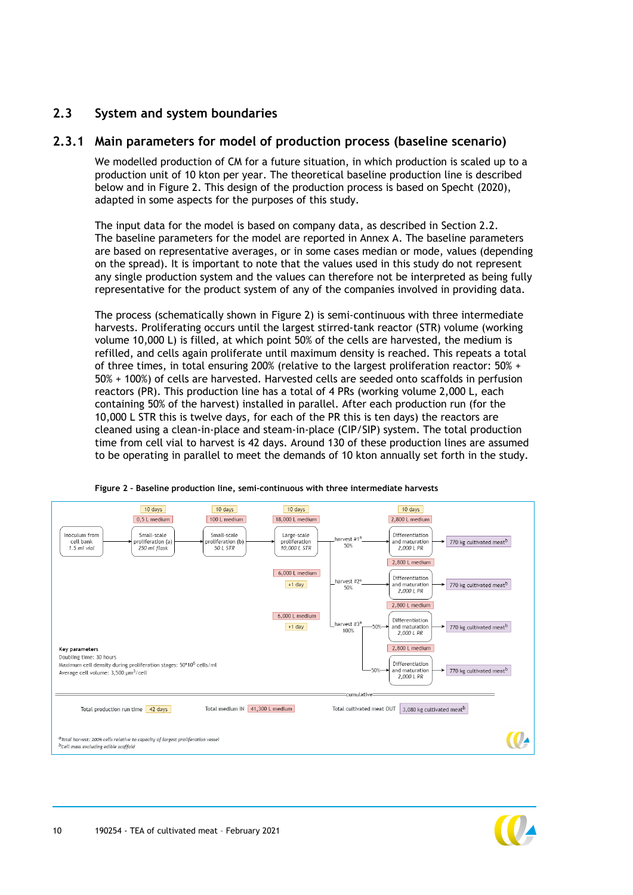## 2.3 System and system boundaries

### 2.3.1 Main parameters for model of production process (baseline scenario)

We modelled production of CM for a future situation, in which production is scaled up to a production unit of 10 kton per year. The theoretical baseline production line is described below and in Figure 2. This design of the production process is based on Specht (2020), adapted in some aspects for the purposes of this study.

The input data for the model is based on company data, as described in Section 2.2. The baseline parameters for the model are reported in Annex A. The baseline parameters are based on representative averages, or in some cases median or mode, values (depending on the spread). It is important to note that the values used in this study do not represent any single production system and the values can therefore not be interpreted as being fully representative for the product system of any of the companies involved in providing data.

The process (schematically shown in Figure 2) is semi-continuous with three intermediate harvests. Proliferating occurs until the largest stirred-tank reactor (STR) volume (working volume 10,000 L) is filled, at which point 50% of the cells are harvested, the medium is refilled, and cells again proliferate until maximum density is reached. This repeats a total of three times, in total ensuring 200% (relative to the largest proliferation reactor: 50% + 50% + 100%) of cells are harvested. Harvested cells are seeded onto scaffolds in perfusion reactors (PR). This production line has a total of 4 PRs (working volume 2,000 L, each containing 50% of the harvest) installed in parallel. After each production run (for the 10,000 L STR this is twelve days, for each of the PR this is ten days) the reactors are cleaned using a clean-in-place and steam-in-place (CIP/SIP) system. The total production time from cell vial to harvest is 42 days. Around 130 of these production lines are assumed to be operating in parallel to meet the demands of 10 kton annually set forth in the study.

**Figure 2 – Baseline production line, semi-continuous with three intermediate harvests**

Inoculum from cell bank (1.5 ml vial) → Small-scale proliferation (a) (250 ml flask; 10 days; 0,5 L medium) → Small-scale proliferation (b) (50 L STR; 10 days; 100 L medium) → Large-scale proliferation (10,000 L STR; 10 days; 18,000 L medium)

- harvest #1[a] (50%) → Differentiation and maturation (2,000 L PR; 10 days; 2,800 L medium) → 770 kg cultivated meat[b]
- +1 day; 6,000 L medium → harvest #2[a] (50%) → Differentiation and maturation (2,000 L PR; 2,800 L medium) → 770 kg cultivated meat[b]
- +1 day; 6,000 L medium → harvest #3[a] (100%):
  - 50% → Differentiation and maturation (2,000 L PR; 2,800 L medium) → 770 kg cultivated meat[b]
  - 50% → Differentiation and maturation (2,000 L PR; 2,800 L medium) → 770 kg cultivated meat[b]

**Key parameters**
Doubling time: 30 hours
Maximum cell density during proliferation stages: $50 \cdot 10^6$ cells/ml
Average cell volume: 3,500 $\mu m^3$/cell

cumulative:
Total production run time: 42 days | Total medium IN: 41,300 L medium | Total cultivated meat OUT: 3,080 kg cultivated meat[b]

[a] *Total harvest: 200% cells relative to capacity of largest proliferation vessel*
[b] *Cell mass excluding edible scaffold*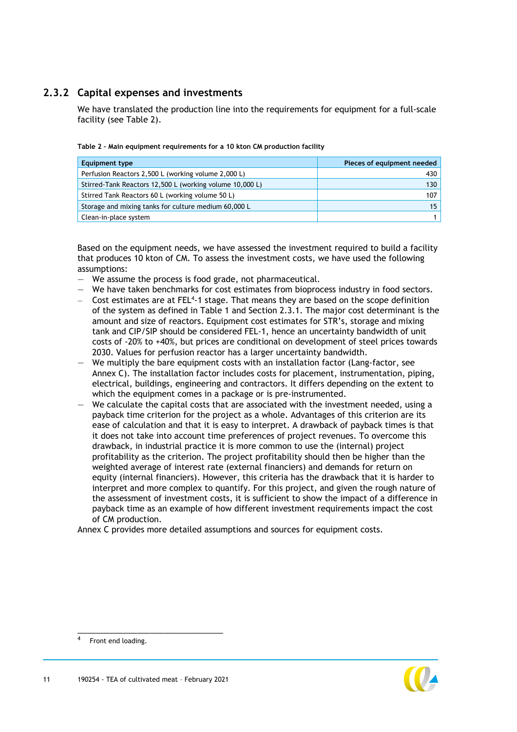### 2.3.2 Capital expenses and investments

We have translated the production line into the requirements for equipment for a full-scale facility (see Table 2).

**Table 2 - Main equipment requirements for a 10 kton CM production facility**

| Equipment type | Pieces of equipment needed |
|---|---:|
| Perfusion Reactors 2,500 L (working volume 2,000 L) | 430 |
| Stirred-Tank Reactors 12,500 L (working volume 10,000 L) | 130 |
| Stirred Tank Reactors 60 L (working volume 50 L) | 107 |
| Storage and mixing tanks for culture medium 60,000 L | 15 |
| Clean-in-place system | 1 |

Based on the equipment needs, we have assessed the investment required to build a facility that produces 10 kton of CM. To assess the investment costs, we have used the following assumptions:

- We assume the process is food grade, not pharmaceutical.
- We have taken benchmarks for cost estimates from bioprocess industry in food sectors.
- Cost estimates are at FEL[4]-1 stage. That means they are based on the scope definition of the system as defined in Table 1 and Section 2.3.1. The major cost determinant is the amount and size of reactors. Equipment cost estimates for STR's, storage and mixing tank and CIP/SIP should be considered FEL-1, hence an uncertainty bandwidth of unit costs of -20% to +40%, but prices are conditional on development of steel prices towards 2030. Values for perfusion reactor has a larger uncertainty bandwidth.
- We multiply the bare equipment costs with an installation factor (Lang-factor, see Annex C). The installation factor includes costs for placement, instrumentation, piping, electrical, buildings, engineering and contractors. It differs depending on the extent to which the equipment comes in a package or is pre-instrumented.
- We calculate the capital costs that are associated with the investment needed, using a payback time criterion for the project as a whole. Advantages of this criterion are its ease of calculation and that it is easy to interpret. A drawback of payback times is that it does not take into account time preferences of project revenues. To overcome this drawback, in industrial practice it is more common to use the (internal) project profitability as the criterion. The project profitability should then be higher than the weighted average of interest rate (external financiers) and demands for return on equity (internal financiers). However, this criteria has the drawback that it is harder to interpret and more complex to quantify. For this project, and given the rough nature of the assessment of investment costs, it is sufficient to show the impact of a difference in payback time as an example of how different investment requirements impact the cost of CM production.

Annex C provides more detailed assumptions and sources for equipment costs.

[4] Front end loading.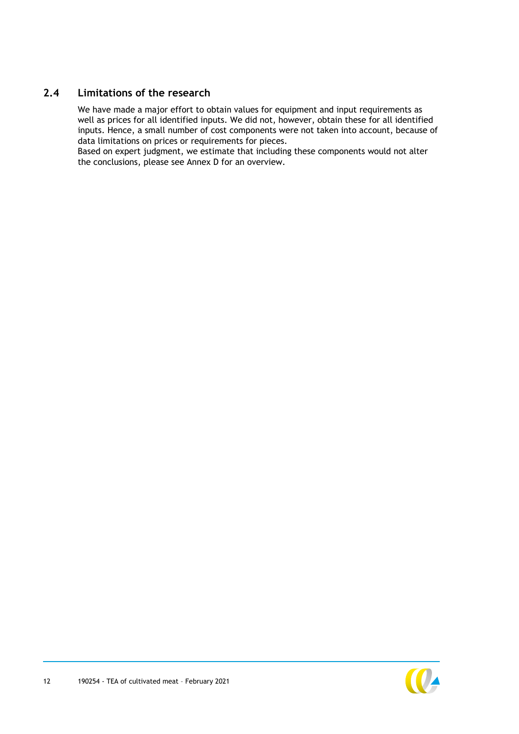## 2.4 Limitations of the research

We have made a major effort to obtain values for equipment and input requirements as well as prices for all identified inputs. We did not, however, obtain these for all identified inputs. Hence, a small number of cost components were not taken into account, because of data limitations on prices or requirements for pieces.

Based on expert judgment, we estimate that including these components would not alter the conclusions, please see Annex D for an overview.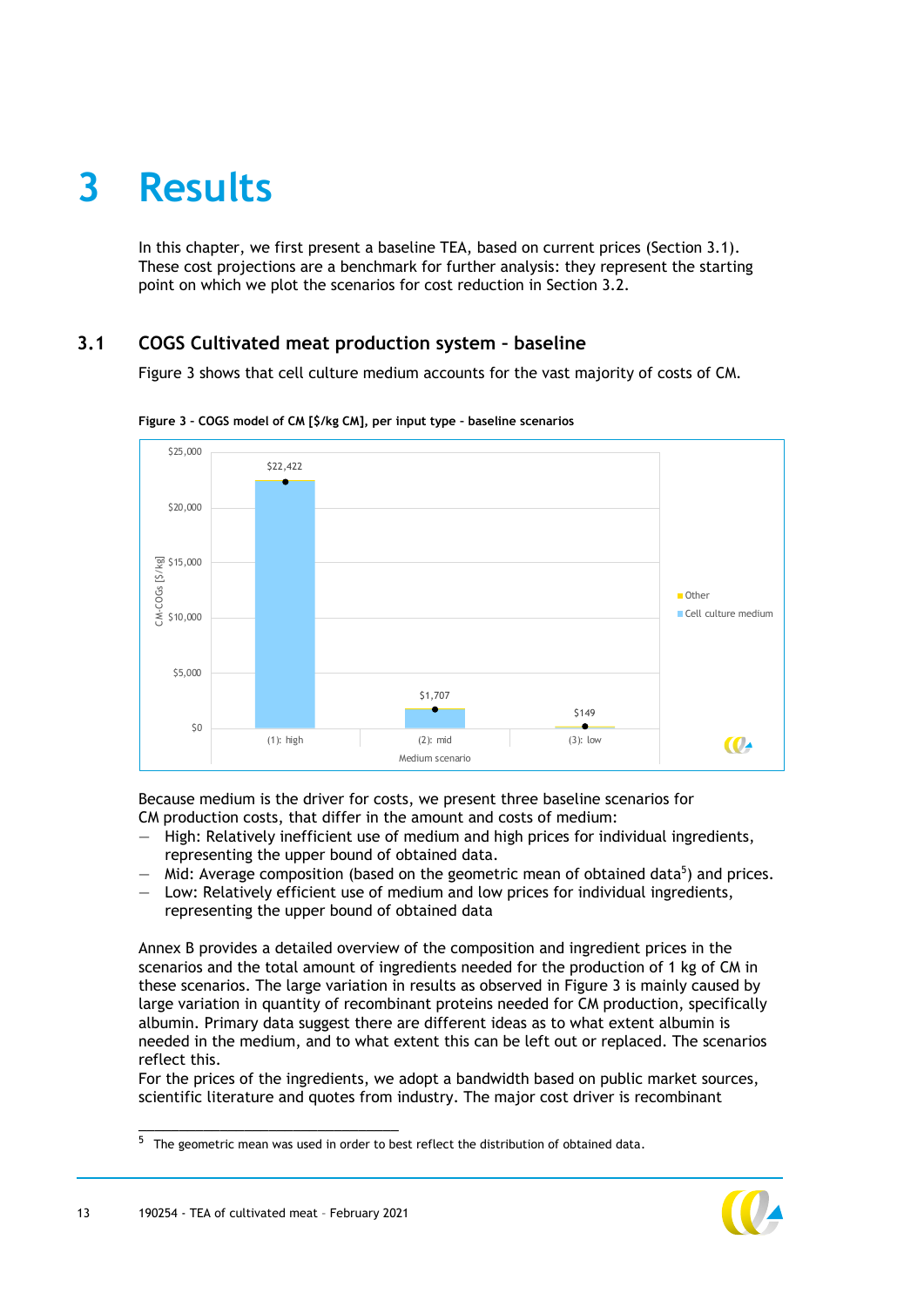# 3 Results

In this chapter, we first present a baseline TEA, based on current prices (Section 3.1). These cost projections are a benchmark for further analysis: they represent the starting point on which we plot the scenarios for cost reduction in Section 3.2.

## 3.1 COGS Cultivated meat production system – baseline

Figure 3 shows that cell culture medium accounts for the vast majority of costs of CM.

**Figure 3 - COGS model of CM [$/kg CM], per input type - baseline scenarios**

| Medium scenario | CM-COGs [$/kg] |
|---|---|
| (1): high | $22,422 |
| (2): mid | $1,707 |
| (3): low | $149 |

Legend: Other; Cell culture medium

Because medium is the driver for costs, we present three baseline scenarios for CM production costs, that differ in the amount and costs of medium:

- High: Relatively inefficient use of medium and high prices for individual ingredients, representing the upper bound of obtained data.
- Mid: Average composition (based on the geometric mean of obtained data[5]) and prices.
- Low: Relatively efficient use of medium and low prices for individual ingredients, representing the upper bound of obtained data

Annex B provides a detailed overview of the composition and ingredient prices in the scenarios and the total amount of ingredients needed for the production of 1 kg of CM in these scenarios. The large variation in results as observed in Figure 3 is mainly caused by large variation in quantity of recombinant proteins needed for CM production, specifically albumin. Primary data suggest there are different ideas as to what extent albumin is needed in the medium, and to what extent this can be left out or replaced. The scenarios reflect this.

For the prices of the ingredients, we adopt a bandwidth based on public market sources, scientific literature and quotes from industry. The major cost driver is recombinant

[5] The geometric mean was used in order to best reflect the distribution of obtained data.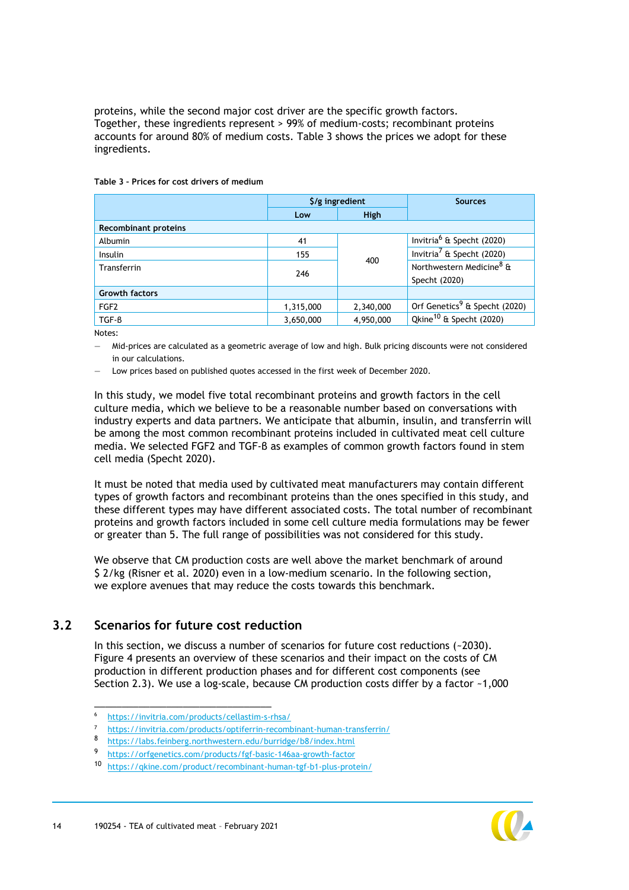proteins, while the second major cost driver are the specific growth factors. Together, these ingredients represent > 99% of medium-costs; recombinant proteins accounts for around 80% of medium costs. Table 3 shows the prices we adopt for these ingredients.

**Table 3 – Prices for cost drivers of medium**

| | $/g ingredient | | Sources |
|---|---|---|---|
| | Low | High | |
| **Recombinant proteins** | | | |
| Albumin | 41 | 400 | Invitria[6] & Specht (2020) |
| Insulin | 155 | 400 | Invitria[7] & Specht (2020) |
| Transferrin | 246 | 400 | Northwestern Medicine[8] & Specht (2020) |
| **Growth factors** | | | |
| FGF2 | 1,315,000 | 2,340,000 | Orf Genetics[9] & Specht (2020) |
| TGF-β | 3,650,000 | 4,950,000 | Qkine[10] & Specht (2020) |

Notes:

- Mid-prices are calculated as a geometric average of low and high. Bulk pricing discounts were not considered in our calculations.
- Low prices based on published quotes accessed in the first week of December 2020.

In this study, we model five total recombinant proteins and growth factors in the cell culture media, which we believe to be a reasonable number based on conversations with industry experts and data partners. We anticipate that albumin, insulin, and transferrin will be among the most common recombinant proteins included in cultivated meat cell culture media. We selected FGF2 and TGF-β as examples of common growth factors found in stem cell media (Specht 2020).

It must be noted that media used by cultivated meat manufacturers may contain different types of growth factors and recombinant proteins than the ones specified in this study, and these different types may have different associated costs. The total number of recombinant proteins and growth factors included in some cell culture media formulations may be fewer or greater than 5. The full range of possibilities was not considered for this study.

We observe that CM production costs are well above the market benchmark of around $ 2/kg (Risner et al. 2020) even in a low-medium scenario. In the following section, we explore avenues that may reduce the costs towards this benchmark.

## 3.2 Scenarios for future cost reduction

In this section, we discuss a number of scenarios for future cost reductions (~2030). Figure 4 presents an overview of these scenarios and their impact on the costs of CM production in different production phases and for different cost components (see Section 2.3). We use a log-scale, because CM production costs differ by a factor ~1,000

---

[6] https://invitria.com/products/cellastim-s-rhsa/

[7] https://invitria.com/products/optiferrin-recombinant-human-transferrin/

[8] https://labs.feinberg.northwestern.edu/burridge/b8/index.html

[9] https://orfgenetics.com/products/fgf-basic-146aa-growth-factor

[10] https://qkine.com/product/recombinant-human-tgf-b1-plus-protein/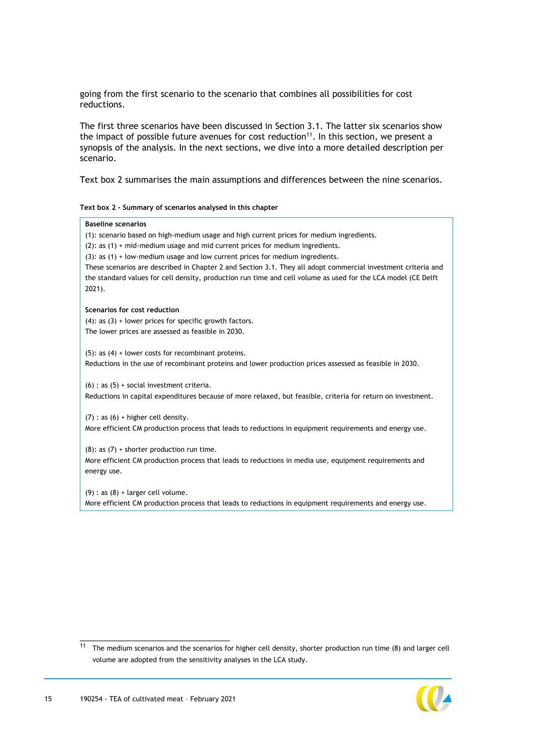going from the first scenario to the scenario that combines all possibilities for cost reductions.

The first three scenarios have been discussed in Section 3.1. The latter six scenarios show the impact of possible future avenues for cost reduction[11]. In this section, we present a synopsis of the analysis. In the next sections, we dive into a more detailed description per scenario.

Text box 2 summarises the main assumptions and differences between the nine scenarios.

**Text box 2 - Summary of scenarios analysed in this chapter**

**Baseline scenarios**

(1): scenario based on high-medium usage and high current prices for medium ingredients.
(2): as (1) + mid-medium usage and mid current prices for medium ingredients.
(3): as (1) + low-medium usage and low current prices for medium ingredients.
These scenarios are described in Chapter 2 and Section 3.1. They all adopt commercial investment criteria and the standard values for cell density, production run time and cell volume as used for the LCA model (CE Delft 2021).

**Scenarios for cost reduction**

(4): as (3) + lower prices for specific growth factors.
The lower prices are assessed as feasible in 2030.

(5): as (4) + lower costs for recombinant proteins.
Reductions in the use of recombinant proteins and lower production prices assessed as feasible in 2030.

(6) : as (5) + social investment criteria.
Reductions in capital expenditures because of more relaxed, but feasible, criteria for return on investment.

(7) : as (6) + higher cell density.
More efficient CM production process that leads to reductions in equipment requirements and energy use.

(8): as (7) + shorter production run time.
More efficient CM production process that leads to reductions in media use, equipment requirements and energy use.

(9) : as (8) + larger cell volume.
More efficient CM production process that leads to reductions in equipment requirements and energy use.

[11] The medium scenarios and the scenarios for higher cell density, shorter production run time (8) and larger cell volume are adopted from the sensitivity analyses in the LCA study.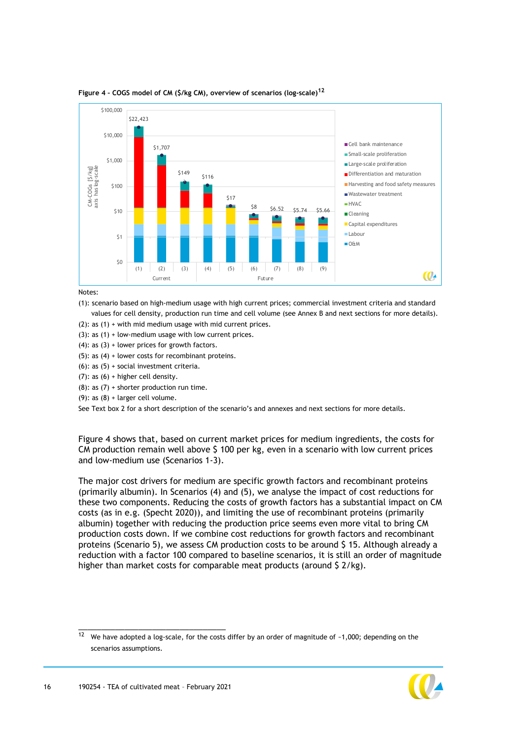**Figure 4 – COGS model of CM ($/kg CM), overview of scenarios (log-scale)[12]**

Notes:

(1): scenario based on high-medium usage with high current prices; commercial investment criteria and standard values for cell density, production run time and cell volume (see Annex B and next sections for more details).
(2): as (1) + with mid medium usage with mid current prices.
(3): as (1) + low-medium usage with low current prices.
(4): as (3) + lower prices for growth factors.
(5): as (4) + lower costs for recombinant proteins.
(6): as (5) + social investment criteria.
(7): as (6) + higher cell density.
(8): as (7) + shorter production run time.
(9): as (8) + larger cell volume.
See Text box 2 for a short description of the scenario's and annexes and next sections for more details.

Figure 4 shows that, based on current market prices for medium ingredients, the costs for CM production remain well above $ 100 per kg, even in a scenario with low current prices and low-medium use (Scenarios 1-3).

The major cost drivers for medium are specific growth factors and recombinant proteins (primarily albumin). In Scenarios (4) and (5), we analyse the impact of cost reductions for these two components. Reducing the costs of growth factors has a substantial impact on CM costs (as in e.g. (Specht 2020)), and limiting the use of recombinant proteins (primarily albumin) together with reducing the production price seems even more vital to bring CM production costs down. If we combine cost reductions for growth factors and recombinant proteins (Scenario 5), we assess CM production costs to be around $ 15. Although already a reduction with a factor 100 compared to baseline scenarios, it is still an order of magnitude higher than market costs for comparable meat products (around $ 2/kg).

[12] We have adopted a log-scale, for the costs differ by an order of magnitude of ~1,000; depending on the scenarios assumptions.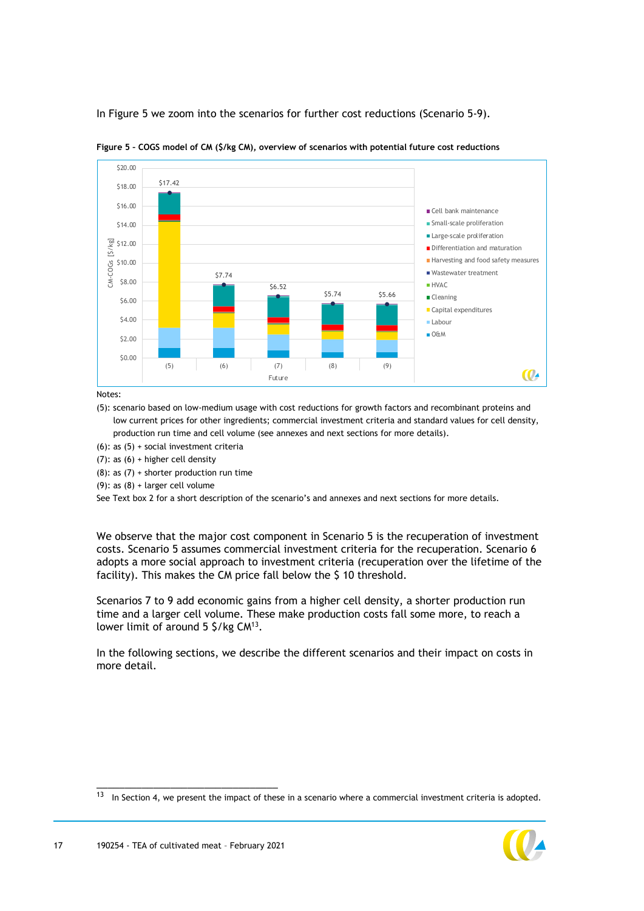In Figure 5 we zoom into the scenarios for further cost reductions (Scenario 5-9).

**Figure 5 - COGS model of CM ($/kg CM), overview of scenarios with potential future cost reductions**

Notes:

(5): scenario based on low-medium usage with cost reductions for growth factors and recombinant proteins and low current prices for other ingredients; commercial investment criteria and standard values for cell density, production run time and cell volume (see annexes and next sections for more details).

(6): as (5) + social investment criteria

(7): as (6) + higher cell density

(8): as (7) + shorter production run time

(9): as (8) + larger cell volume

See Text box 2 for a short description of the scenario's and annexes and next sections for more details.

We observe that the major cost component in Scenario 5 is the recuperation of investment costs. Scenario 5 assumes commercial investment criteria for the recuperation. Scenario 6 adopts a more social approach to investment criteria (recuperation over the lifetime of the facility). This makes the CM price fall below the $ 10 threshold.

Scenarios 7 to 9 add economic gains from a higher cell density, a shorter production run time and a larger cell volume. These make production costs fall some more, to reach a lower limit of around 5 $/kg CM[13].

In the following sections, we describe the different scenarios and their impact on costs in more detail.

---

[13] In Section 4, we present the impact of these in a scenario where a commercial investment criteria is adopted.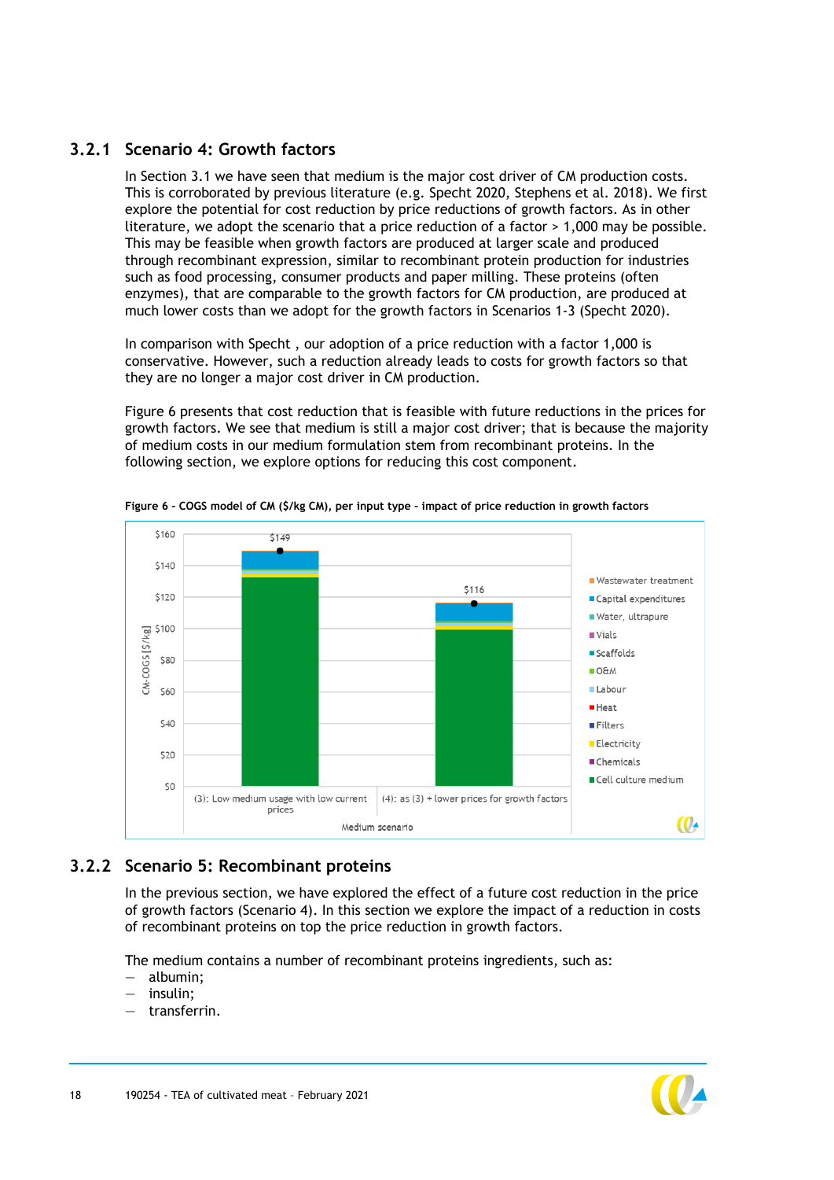### 3.2.1 Scenario 4: Growth factors

In Section 3.1 we have seen that medium is the major cost driver of CM production costs. This is corroborated by previous literature (e.g. Specht 2020, Stephens et al. 2018). We first explore the potential for cost reduction by price reductions of growth factors. As in other literature, we adopt the scenario that a price reduction of a factor > 1,000 may be possible. This may be feasible when growth factors are produced at larger scale and produced through recombinant expression, similar to recombinant protein production for industries such as food processing, consumer products and paper milling. These proteins (often enzymes), that are comparable to the growth factors for CM production, are produced at much lower costs than we adopt for the growth factors in Scenarios 1-3 (Specht 2020).

In comparison with Specht , our adoption of a price reduction with a factor 1,000 is conservative. However, such a reduction already leads to costs for growth factors so that they are no longer a major cost driver in CM production.

Figure 6 presents that cost reduction that is feasible with future reductions in the prices for growth factors. We see that medium is still a major cost driver; that is because the majority of medium costs in our medium formulation stem from recombinant proteins. In the following section, we explore options for reducing this cost component.

**Figure 6 - COGS model of CM ($/kg CM), per input type - impact of price reduction in growth factors**

### 3.2.2 Scenario 5: Recombinant proteins

In the previous section, we have explored the effect of a future cost reduction in the price of growth factors (Scenario 4). In this section we explore the impact of a reduction in costs of recombinant proteins on top the price reduction in growth factors.

The medium contains a number of recombinant proteins ingredients, such as:

- albumin;
- insulin;
- transferrin.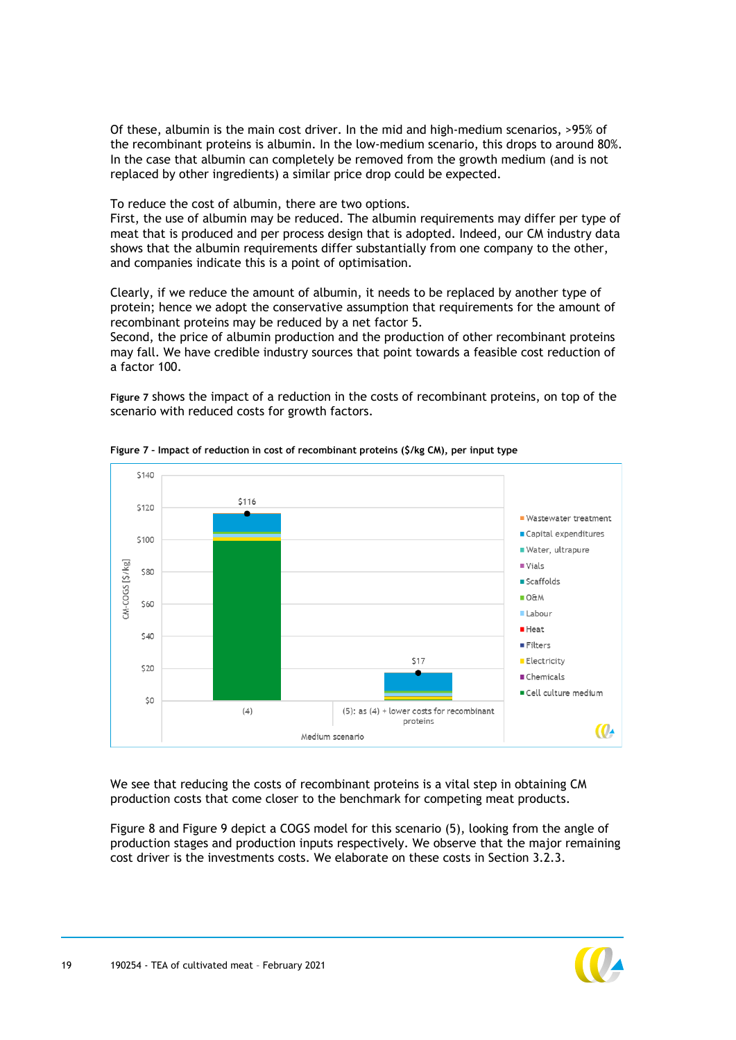Of these, albumin is the main cost driver. In the mid and high-medium scenarios, >95% of the recombinant proteins is albumin. In the low-medium scenario, this drops to around 80%. In the case that albumin can completely be removed from the growth medium (and is not replaced by other ingredients) a similar price drop could be expected.

To reduce the cost of albumin, there are two options.
First, the use of albumin may be reduced. The albumin requirements may differ per type of meat that is produced and per process design that is adopted. Indeed, our CM industry data shows that the albumin requirements differ substantially from one company to the other, and companies indicate this is a point of optimisation.

Clearly, if we reduce the amount of albumin, it needs to be replaced by another type of protein; hence we adopt the conservative assumption that requirements for the amount of recombinant proteins may be reduced by a net factor 5.
Second, the price of albumin production and the production of other recombinant proteins may fall. We have credible industry sources that point towards a feasible cost reduction of a factor 100.

**Figure 7** shows the impact of a reduction in the costs of recombinant proteins, on top of the scenario with reduced costs for growth factors.

**Figure 7 - Impact of reduction in cost of recombinant proteins ($/kg CM), per input type**

We see that reducing the costs of recombinant proteins is a vital step in obtaining CM production costs that come closer to the benchmark for competing meat products.

Figure 8 and Figure 9 depict a COGS model for this scenario (5), looking from the angle of production stages and production inputs respectively. We observe that the major remaining cost driver is the investments costs. We elaborate on these costs in Section 3.2.3.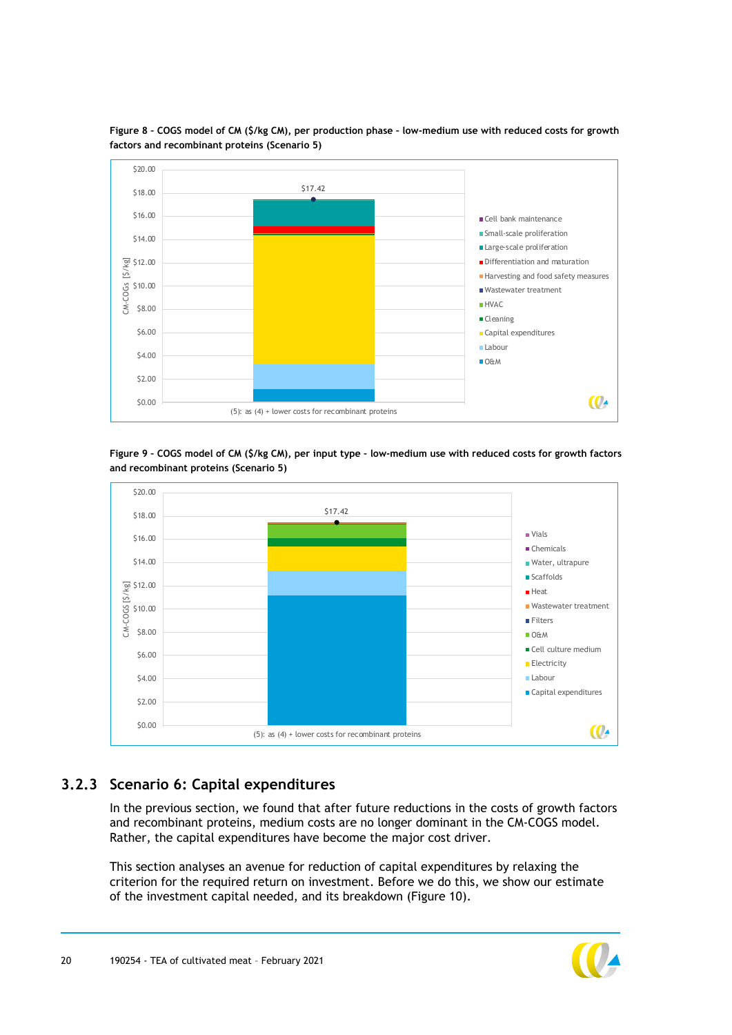**Figure 8 - COGS model of CM ($/kg CM), per production phase - low-medium use with reduced costs for growth factors and recombinant proteins (Scenario 5)**

**Figure 9 - COGS model of CM ($/kg CM), per input type - low-medium use with reduced costs for growth factors and recombinant proteins (Scenario 5)**

### 3.2.3 Scenario 6: Capital expenditures

In the previous section, we found that after future reductions in the costs of growth factors and recombinant proteins, medium costs are no longer dominant in the CM-COGS model. Rather, the capital expenditures have become the major cost driver.

This section analyses an avenue for reduction of capital expenditures by relaxing the criterion for the required return on investment. Before we do this, we show our estimate of the investment capital needed, and its breakdown (Figure 10).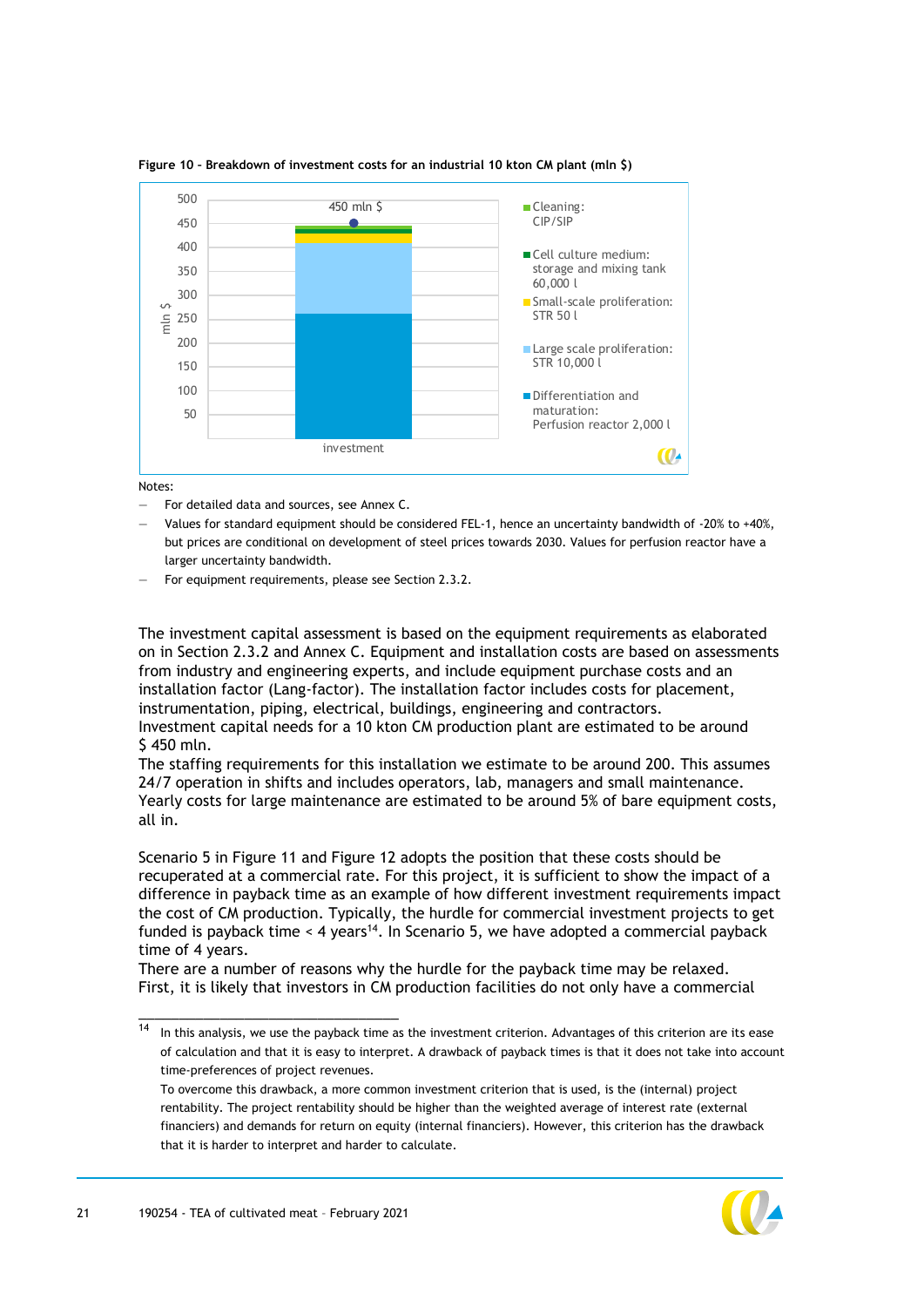**Figure 10 - Breakdown of investment costs for an industrial 10 kton CM plant (mln $)**

Notes:

- For detailed data and sources, see Annex C.
- Values for standard equipment should be considered FEL-1, hence an uncertainty bandwidth of -20% to +40%, but prices are conditional on development of steel prices towards 2030. Values for perfusion reactor have a larger uncertainty bandwidth.
- For equipment requirements, please see Section 2.3.2.

The investment capital assessment is based on the equipment requirements as elaborated on in Section 2.3.2 and Annex C. Equipment and installation costs are based on assessments from industry and engineering experts, and include equipment purchase costs and an installation factor (Lang-factor). The installation factor includes costs for placement, instrumentation, piping, electrical, buildings, engineering and contractors.
Investment capital needs for a 10 kton CM production plant are estimated to be around $ 450 mln.
The staffing requirements for this installation we estimate to be around 200. This assumes 24/7 operation in shifts and includes operators, lab, managers and small maintenance. Yearly costs for large maintenance are estimated to be around 5% of bare equipment costs, all in.

Scenario 5 in Figure 11 and Figure 12 adopts the position that these costs should be recuperated at a commercial rate. For this project, it is sufficient to show the impact of a difference in payback time as an example of how different investment requirements impact the cost of CM production. Typically, the hurdle for commercial investment projects to get funded is payback time < 4 years[14]. In Scenario 5, we have adopted a commercial payback time of 4 years.
There are a number of reasons why the hurdle for the payback time may be relaxed. First, it is likely that investors in CM production facilities do not only have a commercial

---

[14] In this analysis, we use the payback time as the investment criterion. Advantages of this criterion are its ease of calculation and that it is easy to interpret. A drawback of payback times is that it does not take into account time-preferences of project revenues.
To overcome this drawback, a more common investment criterion that is used, is the (internal) project rentability. The project rentability should be higher than the weighted average of interest rate (external financiers) and demands for return on equity (internal financiers). However, this criterion has the drawback that it is harder to interpret and harder to calculate.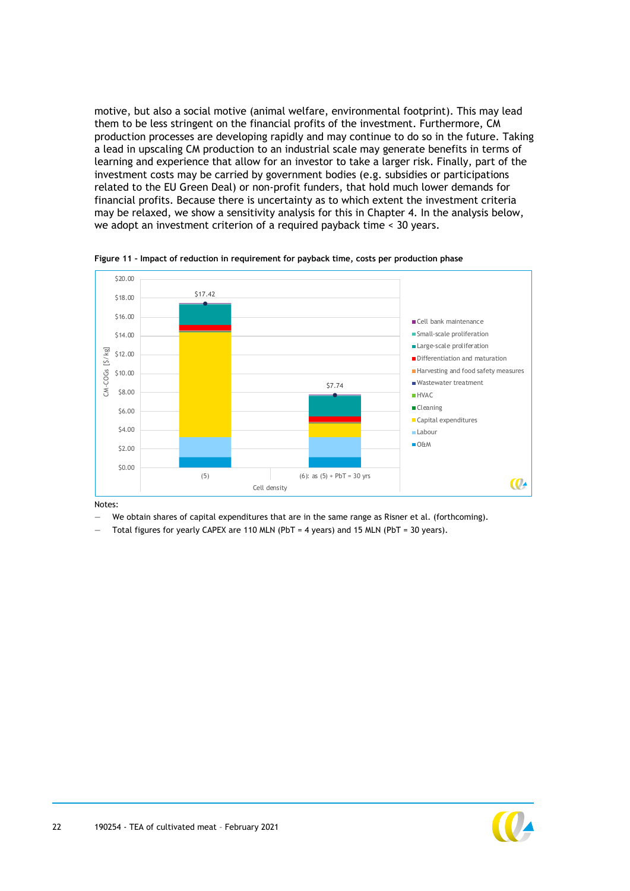motive, but also a social motive (animal welfare, environmental footprint). This may lead them to be less stringent on the financial profits of the investment. Furthermore, CM production processes are developing rapidly and may continue to do so in the future. Taking a lead in upscaling CM production to an industrial scale may generate benefits in terms of learning and experience that allow for an investor to take a larger risk. Finally, part of the investment costs may be carried by government bodies (e.g. subsidies or participations related to the EU Green Deal) or non-profit funders, that hold much lower demands for financial profits. Because there is uncertainty as to which extent the investment criteria may be relaxed, we show a sensitivity analysis for this in Chapter 4. In the analysis below, we adopt an investment criterion of a required payback time < 30 years.

**Figure 11 – Impact of reduction in requirement for payback time, costs per production phase**

Notes:

- We obtain shares of capital expenditures that are in the same range as Risner et al. (forthcoming).
- Total figures for yearly CAPEX are 110 MLN (PbT = 4 years) and 15 MLN (PbT = 30 years).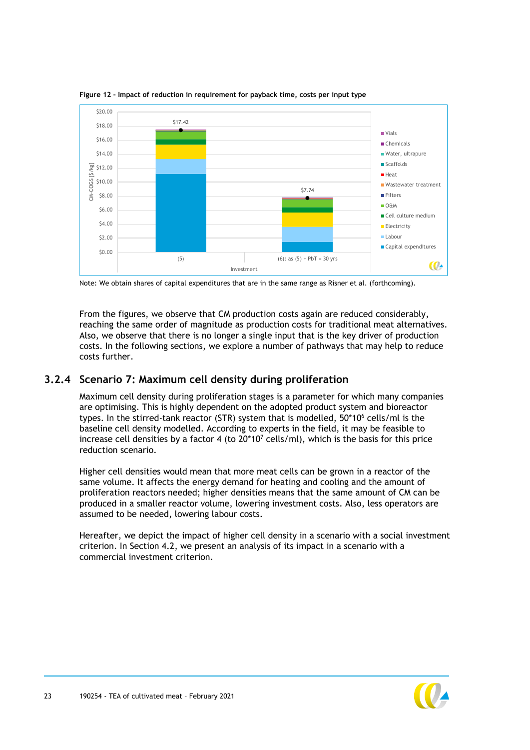**Figure 12 - Impact of reduction in requirement for payback time, costs per input type**

Note: We obtain shares of capital expenditures that are in the same range as Risner et al. (forthcoming).

From the figures, we observe that CM production costs again are reduced considerably, reaching the same order of magnitude as production costs for traditional meat alternatives. Also, we observe that there is no longer a single input that is the key driver of production costs. In the following sections, we explore a number of pathways that may help to reduce costs further.

## 3.2.4 Scenario 7: Maximum cell density during proliferation

Maximum cell density during proliferation stages is a parameter for which many companies are optimising. This is highly dependent on the adopted product system and bioreactor types. In the stirred-tank reactor (STR) system that is modelled, $50*10^6$ cells/ml is the baseline cell density modelled. According to experts in the field, it may be feasible to increase cell densities by a factor 4 (to $20*10^7$ cells/ml), which is the basis for this price reduction scenario.

Higher cell densities would mean that more meat cells can be grown in a reactor of the same volume. It affects the energy demand for heating and cooling and the amount of proliferation reactors needed; higher densities means that the same amount of CM can be produced in a smaller reactor volume, lowering investment costs. Also, less operators are assumed to be needed, lowering labour costs.

Hereafter, we depict the impact of higher cell density in a scenario with a social investment criterion. In Section 4.2, we present an analysis of its impact in a scenario with a commercial investment criterion.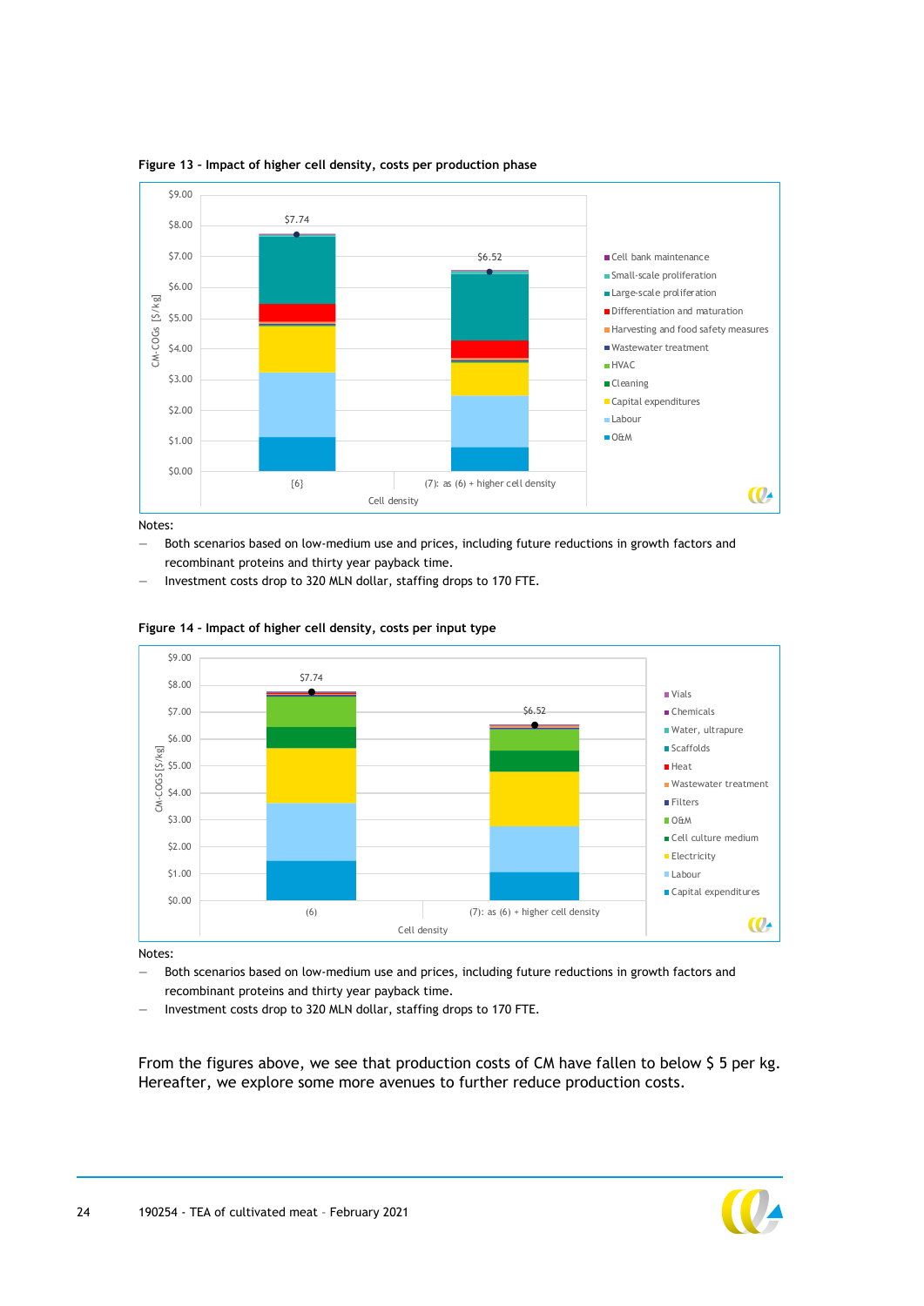**Figure 13 - Impact of higher cell density, costs per production phase**

Notes:

- Both scenarios based on low-medium use and prices, including future reductions in growth factors and recombinant proteins and thirty year payback time.
- Investment costs drop to 320 MLN dollar, staffing drops to 170 FTE.

**Figure 14 - Impact of higher cell density, costs per input type**

Notes:

- Both scenarios based on low-medium use and prices, including future reductions in growth factors and recombinant proteins and thirty year payback time.
- Investment costs drop to 320 MLN dollar, staffing drops to 170 FTE.

From the figures above, we see that production costs of CM have fallen to below $ 5 per kg. Hereafter, we explore some more avenues to further reduce production costs.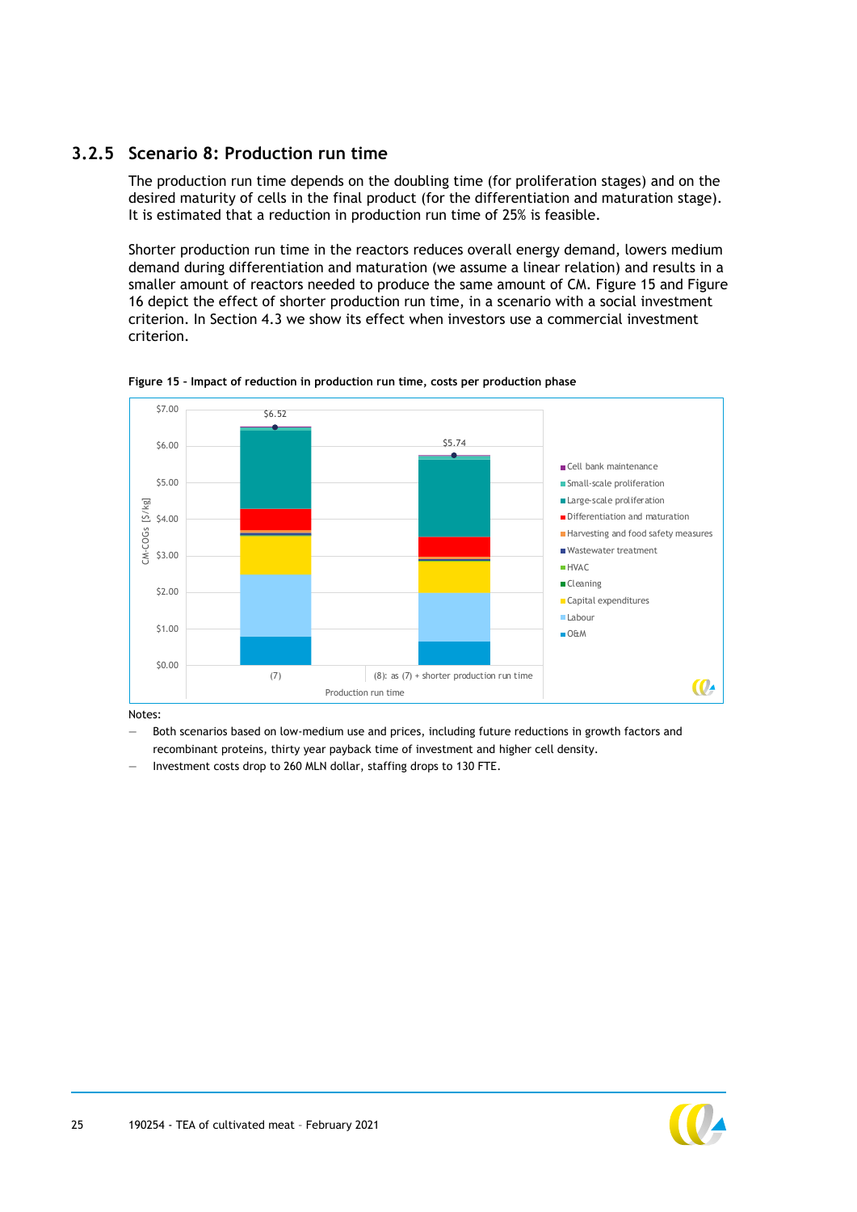### 3.2.5 Scenario 8: Production run time

The production run time depends on the doubling time (for proliferation stages) and on the desired maturity of cells in the final product (for the differentiation and maturation stage). It is estimated that a reduction in production run time of 25% is feasible.

Shorter production run time in the reactors reduces overall energy demand, lowers medium demand during differentiation and maturation (we assume a linear relation) and results in a smaller amount of reactors needed to produce the same amount of CM. Figure 15 and Figure 16 depict the effect of shorter production run time, in a scenario with a social investment criterion. In Section 4.3 we show its effect when investors use a commercial investment criterion.

**Figure 15 - Impact of reduction in production run time, costs per production phase**

Notes:

- Both scenarios based on low-medium use and prices, including future reductions in growth factors and recombinant proteins, thirty year payback time of investment and higher cell density.
- Investment costs drop to 260 MLN dollar, staffing drops to 130 FTE.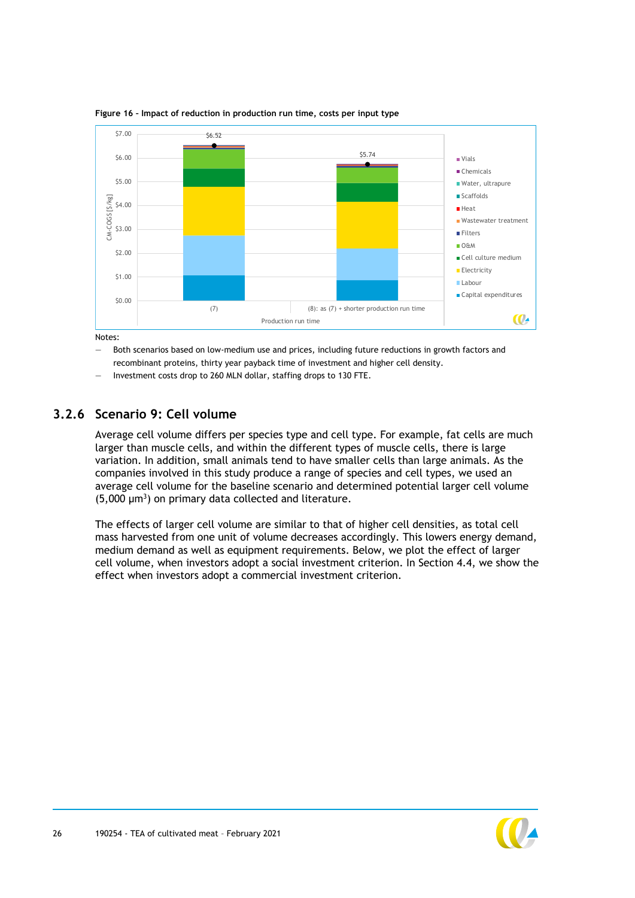**Figure 16 - Impact of reduction in production run time, costs per input type**

Notes:

- Both scenarios based on low-medium use and prices, including future reductions in growth factors and recombinant proteins, thirty year payback time of investment and higher cell density.
- Investment costs drop to 260 MLN dollar, staffing drops to 130 FTE.

### 3.2.6 Scenario 9: Cell volume

Average cell volume differs per species type and cell type. For example, fat cells are much larger than muscle cells, and within the different types of muscle cells, there is large variation. In addition, small animals tend to have smaller cells than large animals. As the companies involved in this study produce a range of species and cell types, we used an average cell volume for the baseline scenario and determined potential larger cell volume (5,000 $\mu m^3$) on primary data collected and literature.

The effects of larger cell volume are similar to that of higher cell densities, as total cell mass harvested from one unit of volume decreases accordingly. This lowers energy demand, medium demand as well as equipment requirements. Below, we plot the effect of larger cell volume, when investors adopt a social investment criterion. In Section 4.4, we show the effect when investors adopt a commercial investment criterion.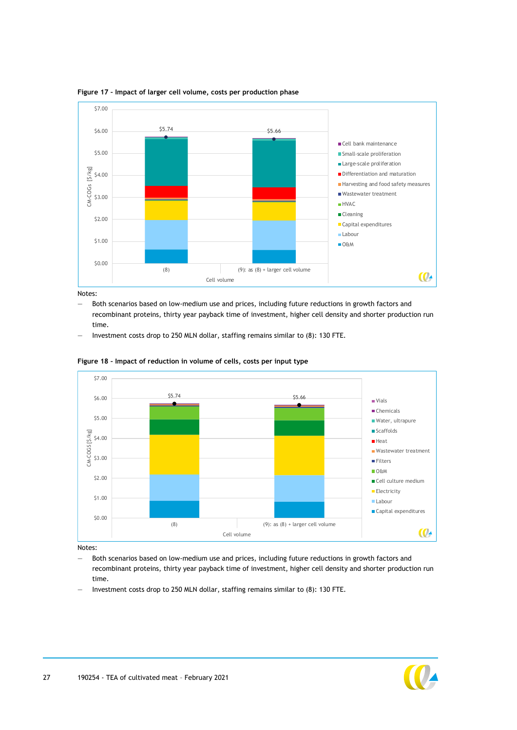**Figure 17 - Impact of larger cell volume, costs per production phase**

Notes:
- Both scenarios based on low-medium use and prices, including future reductions in growth factors and recombinant proteins, thirty year payback time of investment, higher cell density and shorter production run time.
- Investment costs drop to 250 MLN dollar, staffing remains similar to (8): 130 FTE.

**Figure 18 - Impact of reduction in volume of cells, costs per input type**

Notes:
- Both scenarios based on low-medium use and prices, including future reductions in growth factors and recombinant proteins, thirty year payback time of investment, higher cell density and shorter production run time.
- Investment costs drop to 250 MLN dollar, staffing remains similar to (8): 130 FTE.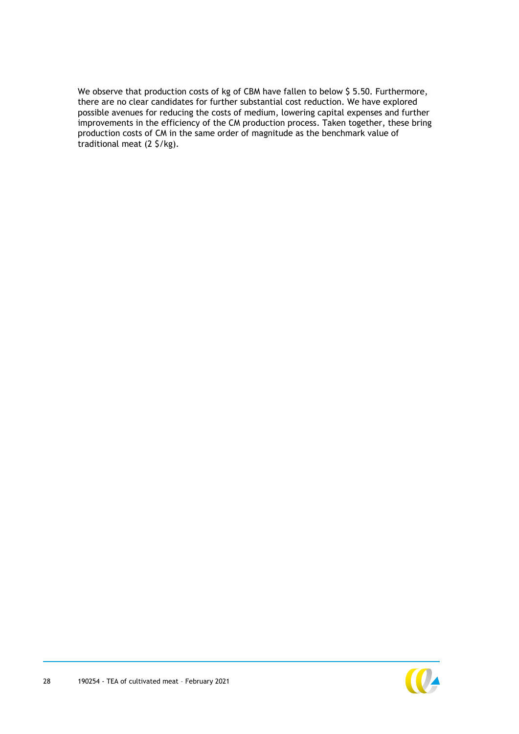We observe that production costs of kg of CBM have fallen to below $ 5.50. Furthermore, there are no clear candidates for further substantial cost reduction. We have explored possible avenues for reducing the costs of medium, lowering capital expenses and further improvements in the efficiency of the CM production process. Taken together, these bring production costs of CM in the same order of magnitude as the benchmark value of traditional meat (2 $/kg).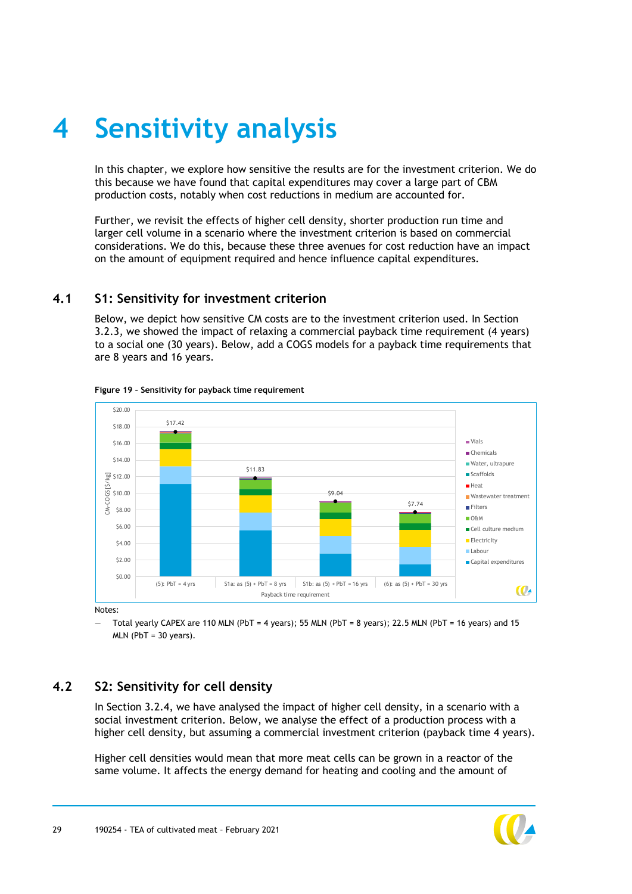# 4 Sensitivity analysis

In this chapter, we explore how sensitive the results are for the investment criterion. We do this because we have found that capital expenditures may cover a large part of CBM production costs, notably when cost reductions in medium are accounted for.

Further, we revisit the effects of higher cell density, shorter production run time and larger cell volume in a scenario where the investment criterion is based on commercial considerations. We do this, because these three avenues for cost reduction have an impact on the amount of equipment required and hence influence capital expenditures.

## 4.1 S1: Sensitivity for investment criterion

Below, we depict how sensitive CM costs are to the investment criterion used. In Section 3.2.3, we showed the impact of relaxing a commercial payback time requirement (4 years) to a social one (30 years). Below, add a COGS models for a payback time requirements that are 8 years and 16 years.

**Figure 19 - Sensitivity for payback time requirement**

Notes:

— Total yearly CAPEX are 110 MLN (PbT = 4 years); 55 MLN (PbT = 8 years); 22.5 MLN (PbT = 16 years) and 15 MLN (PbT = 30 years).

## 4.2 S2: Sensitivity for cell density

In Section 3.2.4, we have analysed the impact of higher cell density, in a scenario with a social investment criterion. Below, we analyse the effect of a production process with a higher cell density, but assuming a commercial investment criterion (payback time 4 years).

Higher cell densities would mean that more meat cells can be grown in a reactor of the same volume. It affects the energy demand for heating and cooling and the amount of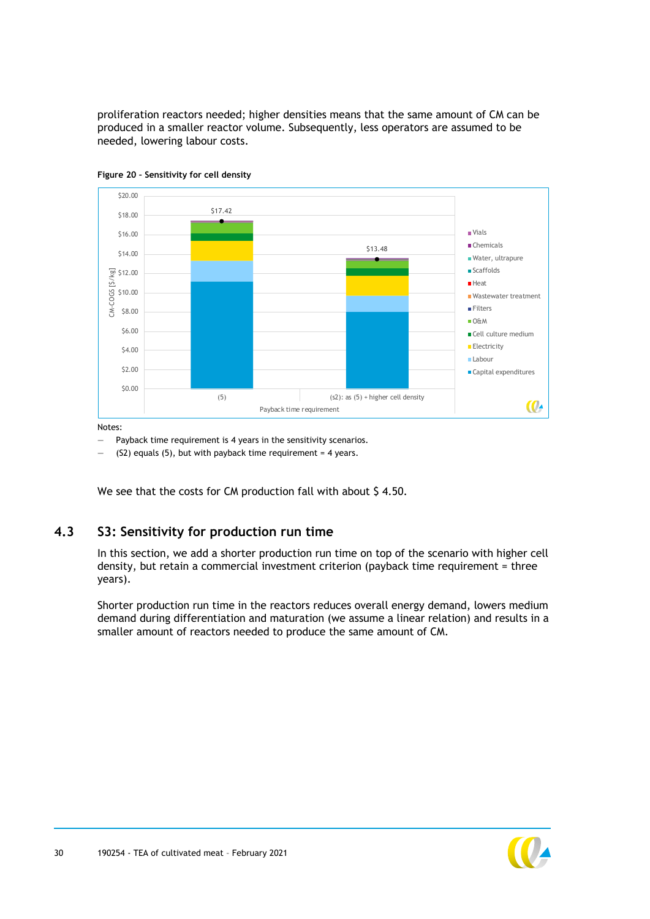proliferation reactors needed; higher densities means that the same amount of CM can be produced in a smaller reactor volume. Subsequently, less operators are assumed to be needed, lowering labour costs.

**Figure 20 - Sensitivity for cell density**

Notes:

- Payback time requirement is 4 years in the sensitivity scenarios.
- (S2) equals (5), but with payback time requirement = 4 years.

We see that the costs for CM production fall with about $ 4.50.

## 4.3 S3: Sensitivity for production run time

In this section, we add a shorter production run time on top of the scenario with higher cell density, but retain a commercial investment criterion (payback time requirement = three years).

Shorter production run time in the reactors reduces overall energy demand, lowers medium demand during differentiation and maturation (we assume a linear relation) and results in a smaller amount of reactors needed to produce the same amount of CM.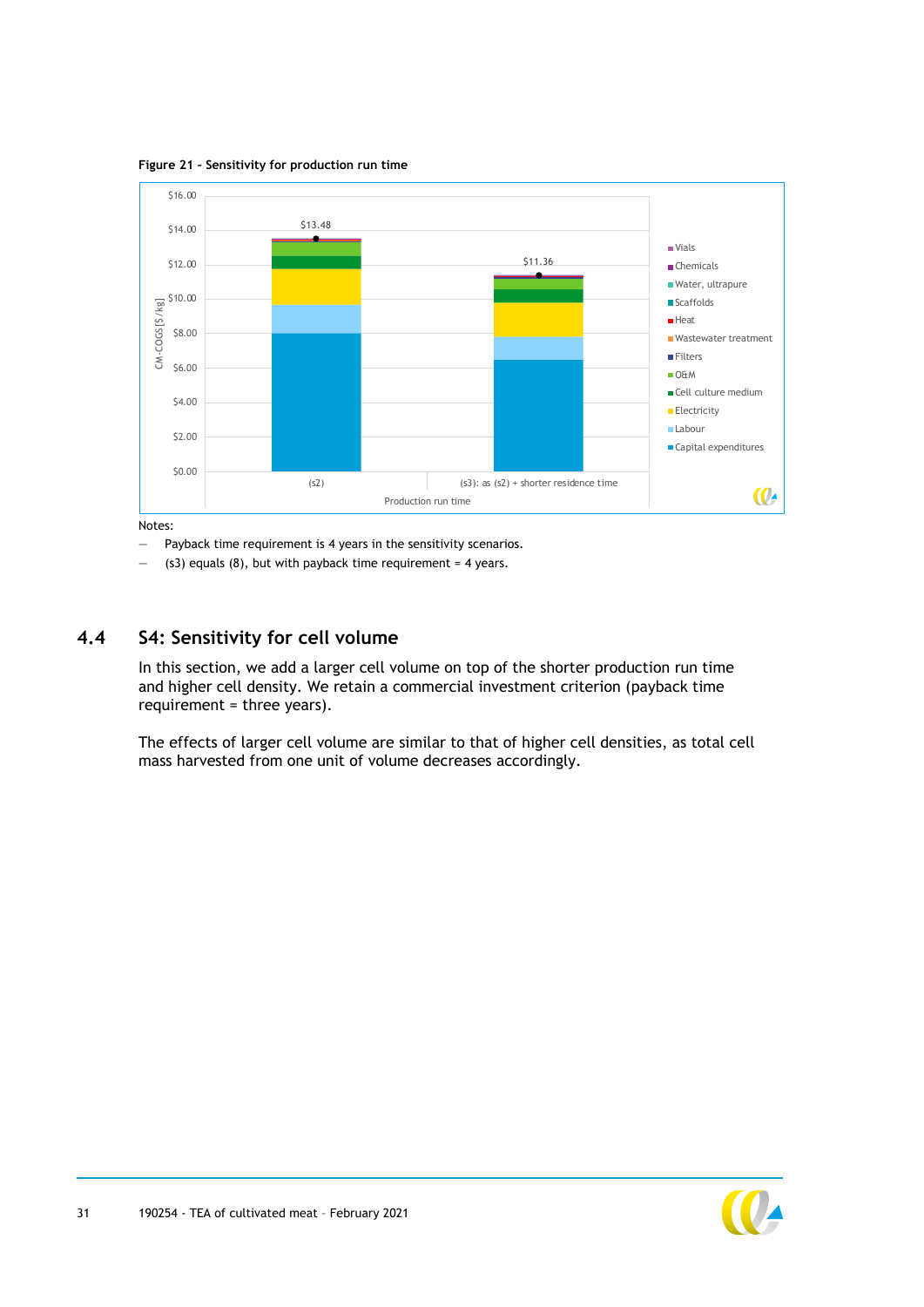**Figure 21 - Sensitivity for production run time**

Notes:

- Payback time requirement is 4 years in the sensitivity scenarios.
- (s3) equals (8), but with payback time requirement = 4 years.

## 4.4 S4: Sensitivity for cell volume

In this section, we add a larger cell volume on top of the shorter production run time and higher cell density. We retain a commercial investment criterion (payback time requirement = three years).

The effects of larger cell volume are similar to that of higher cell densities, as total cell mass harvested from one unit of volume decreases accordingly.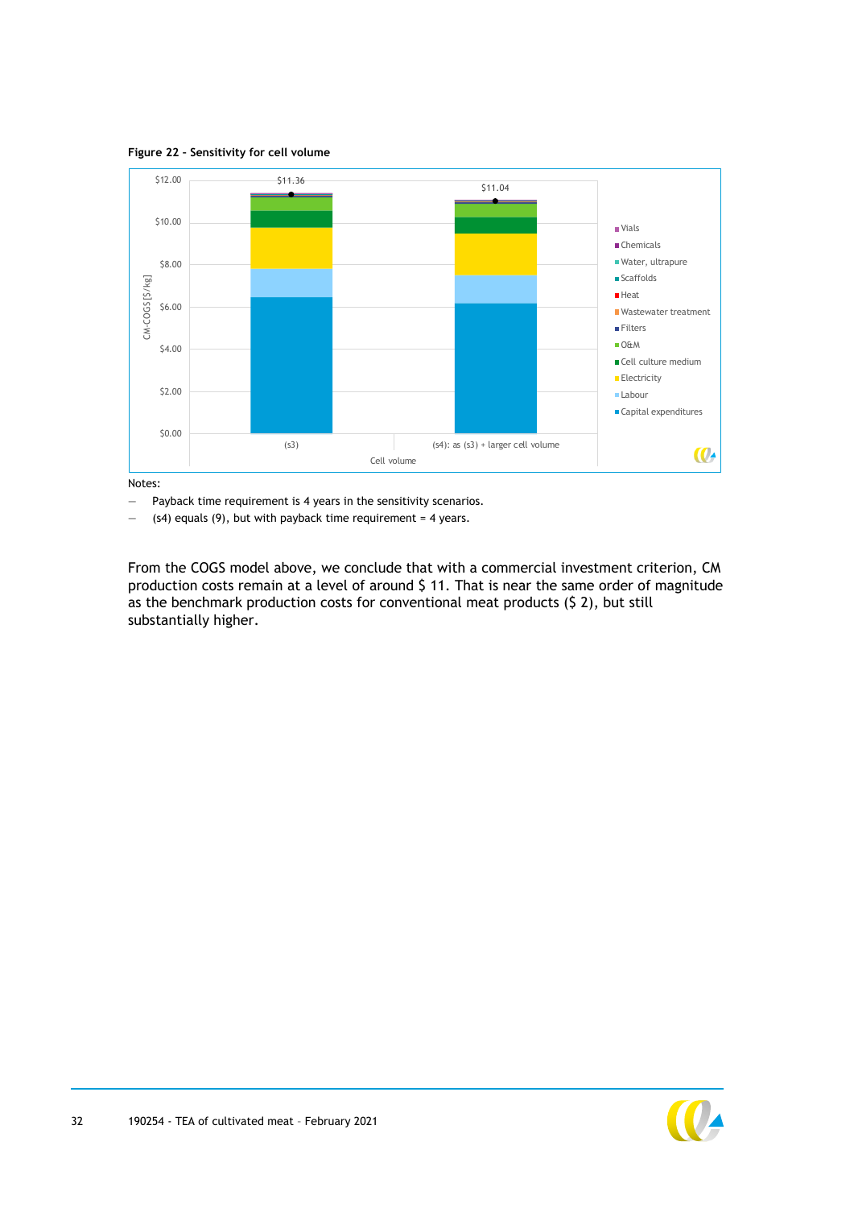**Figure 22 - Sensitivity for cell volume**

Notes:

- Payback time requirement is 4 years in the sensitivity scenarios.
- (s4) equals (9), but with payback time requirement = 4 years.

From the COGS model above, we conclude that with a commercial investment criterion, CM production costs remain at a level of around $ 11. That is near the same order of magnitude as the benchmark production costs for conventional meat products ($ 2), but still substantially higher.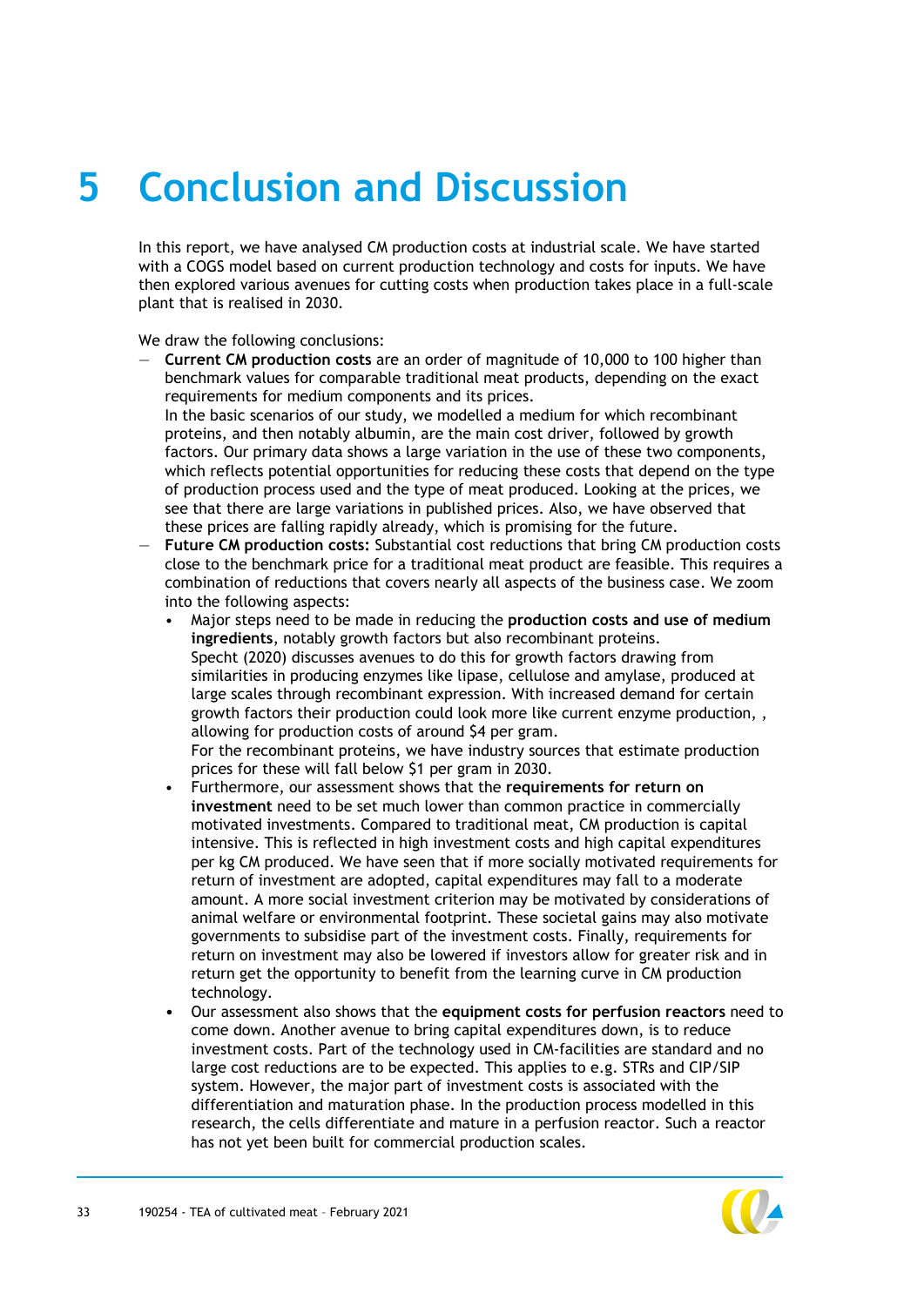# 5 Conclusion and Discussion

In this report, we have analysed CM production costs at industrial scale. We have started with a COGS model based on current production technology and costs for inputs. We have then explored various avenues for cutting costs when production takes place in a full-scale plant that is realised in 2030.

We draw the following conclusions:

- **Current CM production costs** are an order of magnitude of 10,000 to 100 higher than benchmark values for comparable traditional meat products, depending on the exact requirements for medium components and its prices.
  In the basic scenarios of our study, we modelled a medium for which recombinant proteins, and then notably albumin, are the main cost driver, followed by growth factors. Our primary data shows a large variation in the use of these two components, which reflects potential opportunities for reducing these costs that depend on the type of production process used and the type of meat produced. Looking at the prices, we see that there are large variations in published prices. Also, we have observed that these prices are falling rapidly already, which is promising for the future.
- **Future CM production costs:** Substantial cost reductions that bring CM production costs close to the benchmark price for a traditional meat product are feasible. This requires a combination of reductions that covers nearly all aspects of the business case. We zoom into the following aspects:
  - Major steps need to be made in reducing the **production costs and use of medium ingredients**, notably growth factors but also recombinant proteins.
    Specht (2020) discusses avenues to do this for growth factors drawing from similarities in producing enzymes like lipase, cellulose and amylase, produced at large scales through recombinant expression. With increased demand for certain growth factors their production could look more like current enzyme production, , allowing for production costs of around $4 per gram.
    For the recombinant proteins, we have industry sources that estimate production prices for these will fall below $1 per gram in 2030.
  - Furthermore, our assessment shows that the **requirements for return on investment** need to be set much lower than common practice in commercially motivated investments. Compared to traditional meat, CM production is capital intensive. This is reflected in high investment costs and high capital expenditures per kg CM produced. We have seen that if more socially motivated requirements for return of investment are adopted, capital expenditures may fall to a moderate amount. A more social investment criterion may be motivated by considerations of animal welfare or environmental footprint. These societal gains may also motivate governments to subsidise part of the investment costs. Finally, requirements for return on investment may also be lowered if investors allow for greater risk and in return get the opportunity to benefit from the learning curve in CM production technology.
  - Our assessment also shows that the **equipment costs for perfusion reactors** need to come down. Another avenue to bring capital expenditures down, is to reduce investment costs. Part of the technology used in CM-facilities are standard and no large cost reductions are to be expected. This applies to e.g. STRs and CIP/SIP system. However, the major part of investment costs is associated with the differentiation and maturation phase. In the production process modelled in this research, the cells differentiate and mature in a perfusion reactor. Such a reactor has not yet been built for commercial production scales.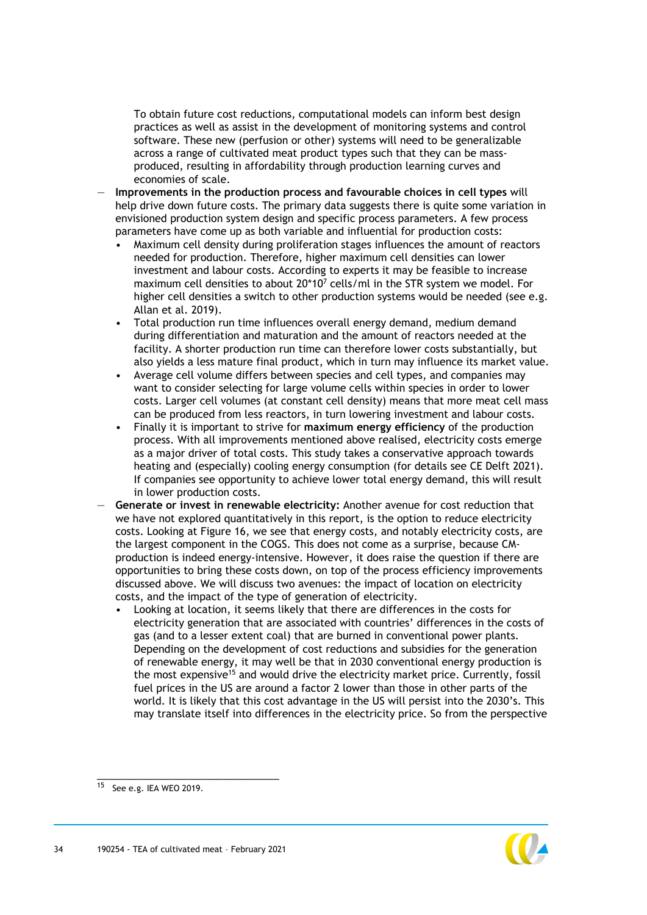To obtain future cost reductions, computational models can inform best design practices as well as assist in the development of monitoring systems and control software. These new (perfusion or other) systems will need to be generalizable across a range of cultivated meat product types such that they can be mass-produced, resulting in affordability through production learning curves and economies of scale.

- **Improvements in the production process and favourable choices in cell types** will help drive down future costs. The primary data suggests there is quite some variation in envisioned production system design and specific process parameters. A few process parameters have come up as both variable and influential for production costs:
  - Maximum cell density during proliferation stages influences the amount of reactors needed for production. Therefore, higher maximum cell densities can lower investment and labour costs. According to experts it may be feasible to increase maximum cell densities to about $20 \times 10^7$ cells/ml in the STR system we model. For higher cell densities a switch to other production systems would be needed (see e.g. Allan et al. 2019).
  - Total production run time influences overall energy demand, medium demand during differentiation and maturation and the amount of reactors needed at the facility. A shorter production run time can therefore lower costs substantially, but also yields a less mature final product, which in turn may influence its market value.
  - Average cell volume differs between species and cell types, and companies may want to consider selecting for large volume cells within species in order to lower costs. Larger cell volumes (at constant cell density) means that more meat cell mass can be produced from less reactors, in turn lowering investment and labour costs.
  - Finally it is important to strive for **maximum energy efficiency** of the production process. With all improvements mentioned above realised, electricity costs emerge as a major driver of total costs. This study takes a conservative approach towards heating and (especially) cooling energy consumption (for details see CE Delft 2021). If companies see opportunity to achieve lower total energy demand, this will result in lower production costs.
- **Generate or invest in renewable electricity:** Another avenue for cost reduction that we have not explored quantitatively in this report, is the option to reduce electricity costs. Looking at Figure 16, we see that energy costs, and notably electricity costs, are the largest component in the COGS. This does not come as a surprise, because CM-production is indeed energy-intensive. However, it does raise the question if there are opportunities to bring these costs down, on top of the process efficiency improvements discussed above. We will discuss two avenues: the impact of location on electricity costs, and the impact of the type of generation of electricity.
  - Looking at location, it seems likely that there are differences in the costs for electricity generation that are associated with countries' differences in the costs of gas (and to a lesser extent coal) that are burned in conventional power plants. Depending on the development of cost reductions and subsidies for the generation of renewable energy, it may well be that in 2030 conventional energy production is the most expensive[15] and would drive the electricity market price. Currently, fossil fuel prices in the US are around a factor 2 lower than those in other parts of the world. It is likely that this cost advantage in the US will persist into the 2030's. This may translate itself into differences in the electricity price. So from the perspective

[15] See e.g. IEA WEO 2019.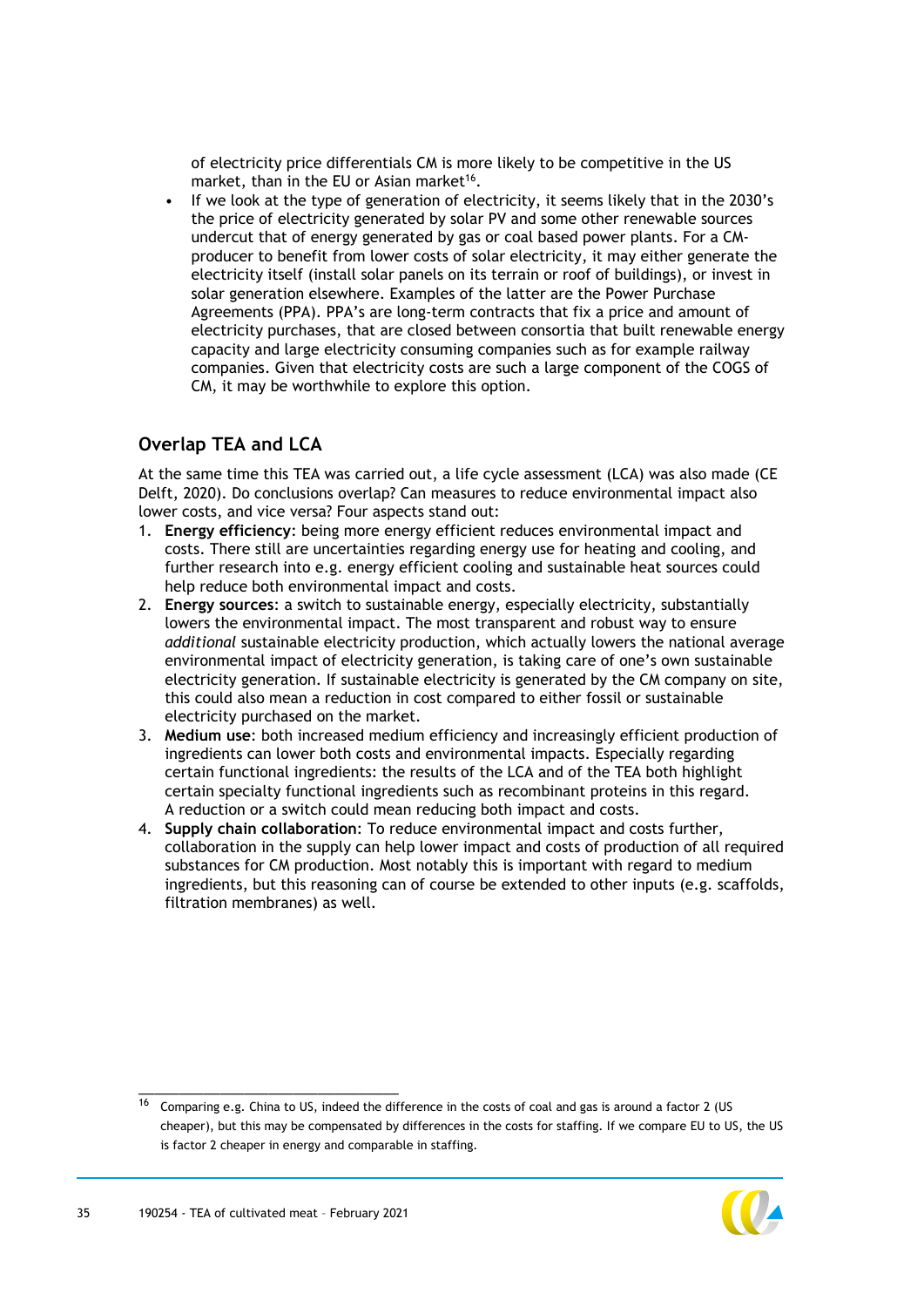of electricity price differentials CM is more likely to be competitive in the US market, than in the EU or Asian market[16].

- If we look at the type of generation of electricity, it seems likely that in the 2030's the price of electricity generated by solar PV and some other renewable sources undercut that of energy generated by gas or coal based power plants. For a CM-producer to benefit from lower costs of solar electricity, it may either generate the electricity itself (install solar panels on its terrain or roof of buildings), or invest in solar generation elsewhere. Examples of the latter are the Power Purchase Agreements (PPA). PPA's are long-term contracts that fix a price and amount of electricity purchases, that are closed between consortia that built renewable energy capacity and large electricity consuming companies such as for example railway companies. Given that electricity costs are such a large component of the COGS of CM, it may be worthwhile to explore this option.

## Overlap TEA and LCA

At the same time this TEA was carried out, a life cycle assessment (LCA) was also made (CE Delft, 2020). Do conclusions overlap? Can measures to reduce environmental impact also lower costs, and vice versa? Four aspects stand out:

1. **Energy efficiency**: being more energy efficient reduces environmental impact and costs. There still are uncertainties regarding energy use for heating and cooling, and further research into e.g. energy efficient cooling and sustainable heat sources could help reduce both environmental impact and costs.
2. **Energy sources**: a switch to sustainable energy, especially electricity, substantially lowers the environmental impact. The most transparent and robust way to ensure *additional* sustainable electricity production, which actually lowers the national average environmental impact of electricity generation, is taking care of one's own sustainable electricity generation. If sustainable electricity is generated by the CM company on site, this could also mean a reduction in cost compared to either fossil or sustainable electricity purchased on the market.
3. **Medium use**: both increased medium efficiency and increasingly efficient production of ingredients can lower both costs and environmental impacts. Especially regarding certain functional ingredients: the results of the LCA and of the TEA both highlight certain specialty functional ingredients such as recombinant proteins in this regard. A reduction or a switch could mean reducing both impact and costs.
4. **Supply chain collaboration**: To reduce environmental impact and costs further, collaboration in the supply can help lower impact and costs of production of all required substances for CM production. Most notably this is important with regard to medium ingredients, but this reasoning can of course be extended to other inputs (e.g. scaffolds, filtration membranes) as well.

[16] Comparing e.g. China to US, indeed the difference in the costs of coal and gas is around a factor 2 (US cheaper), but this may be compensated by differences in the costs for staffing. If we compare EU to US, the US is factor 2 cheaper in energy and comparable in staffing.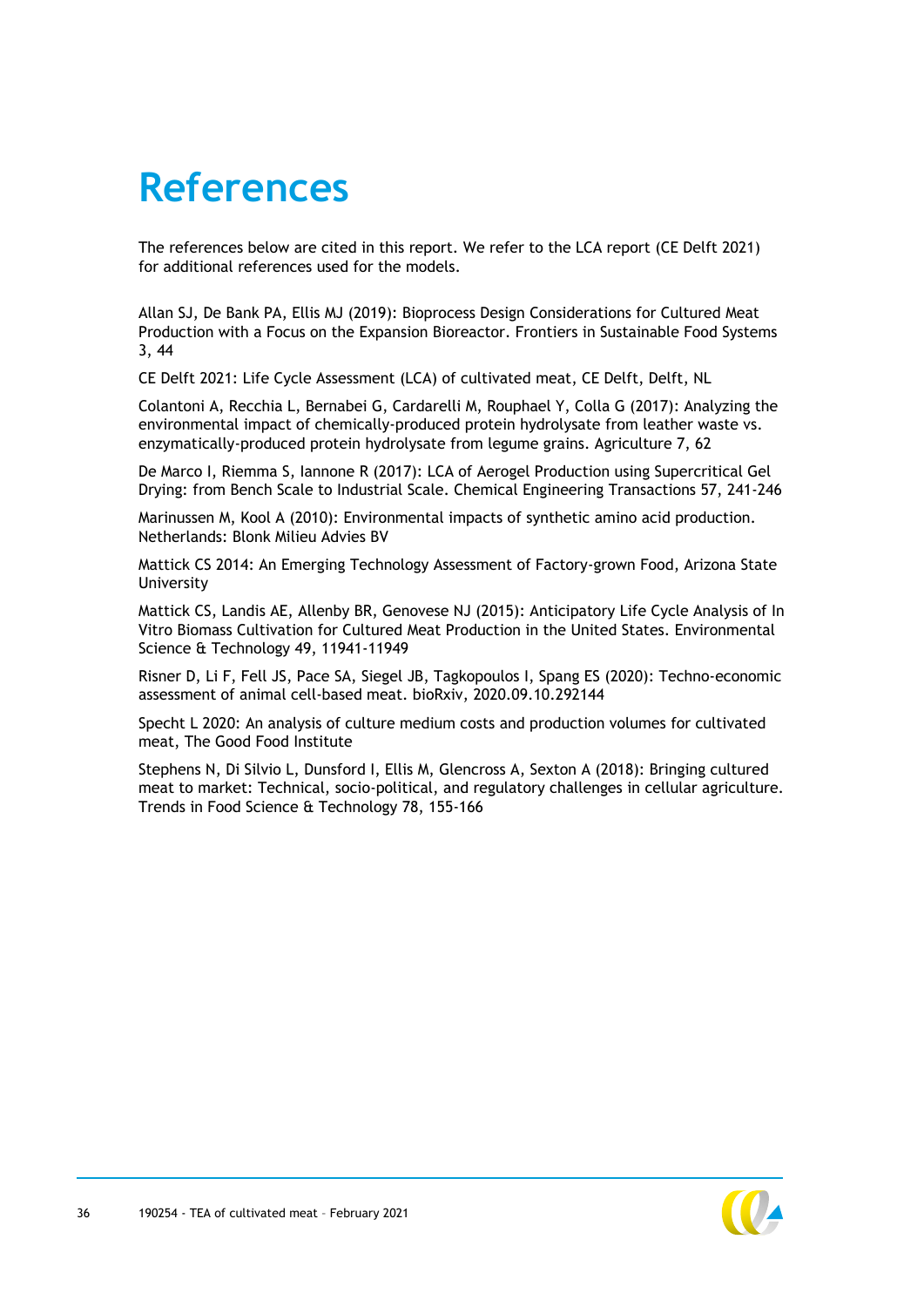# References

The references below are cited in this report. We refer to the LCA report (CE Delft 2021) for additional references used for the models.

Allan SJ, De Bank PA, Ellis MJ (2019): Bioprocess Design Considerations for Cultured Meat Production with a Focus on the Expansion Bioreactor. Frontiers in Sustainable Food Systems 3, 44

CE Delft 2021: Life Cycle Assessment (LCA) of cultivated meat, CE Delft, Delft, NL

Colantoni A, Recchia L, Bernabei G, Cardarelli M, Rouphael Y, Colla G (2017): Analyzing the environmental impact of chemically-produced protein hydrolysate from leather waste vs. enzymatically-produced protein hydrolysate from legume grains. Agriculture 7, 62

De Marco I, Riemma S, Iannone R (2017): LCA of Aerogel Production using Supercritical Gel Drying: from Bench Scale to Industrial Scale. Chemical Engineering Transactions 57, 241-246

Marinussen M, Kool A (2010): Environmental impacts of synthetic amino acid production. Netherlands: Blonk Milieu Advies BV

Mattick CS 2014: An Emerging Technology Assessment of Factory-grown Food, Arizona State University

Mattick CS, Landis AE, Allenby BR, Genovese NJ (2015): Anticipatory Life Cycle Analysis of In Vitro Biomass Cultivation for Cultured Meat Production in the United States. Environmental Science & Technology 49, 11941-11949

Risner D, Li F, Fell JS, Pace SA, Siegel JB, Tagkopoulos I, Spang ES (2020): Techno-economic assessment of animal cell-based meat. bioRxiv, 2020.09.10.292144

Specht L 2020: An analysis of culture medium costs and production volumes for cultivated meat, The Good Food Institute

Stephens N, Di Silvio L, Dunsford I, Ellis M, Glencross A, Sexton A (2018): Bringing cultured meat to market: Technical, socio-political, and regulatory challenges in cellular agriculture. Trends in Food Science & Technology 78, 155-166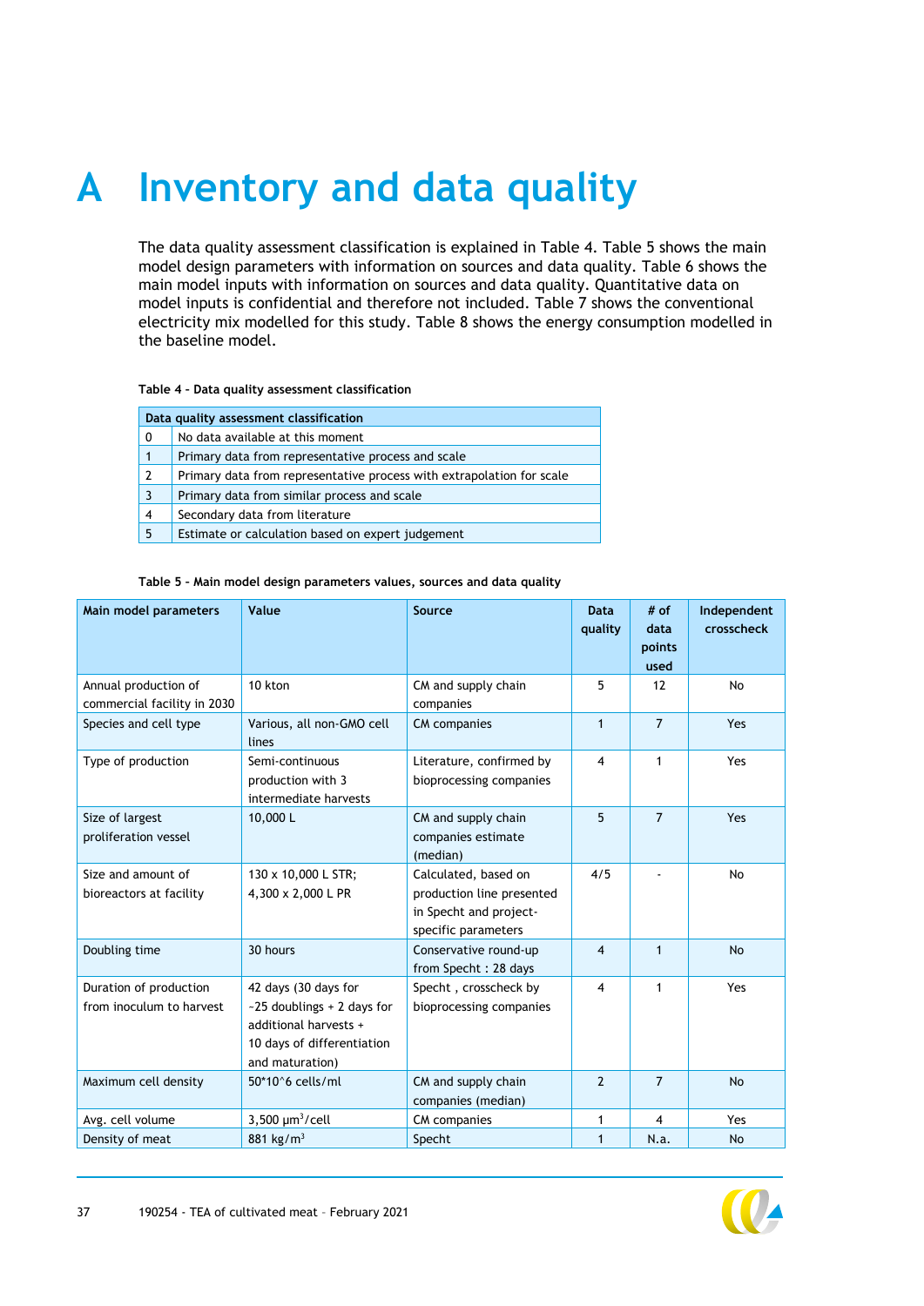# A Inventory and data quality

The data quality assessment classification is explained in Table 4. Table 5 shows the main model design parameters with information on sources and data quality. Table 6 shows the main model inputs with information on sources and data quality. Quantitative data on model inputs is confidential and therefore not included. Table 7 shows the conventional electricity mix modelled for this study. Table 8 shows the energy consumption modelled in the baseline model.

**Table 4 - Data quality assessment classification**

| Data quality assessment classification | |
|---|---|
| 0 | No data available at this moment |
| 1 | Primary data from representative process and scale |
| 2 | Primary data from representative process with extrapolation for scale |
| 3 | Primary data from similar process and scale |
| 4 | Secondary data from literature |
| 5 | Estimate or calculation based on expert judgement |

**Table 5 - Main model design parameters values, sources and data quality**

| Main model parameters | Value | Source | Data quality | # of data points used | Independent crosscheck |
|---|---|---|---|---|---|
| Annual production of commercial facility in 2030 | 10 kton | CM and supply chain companies | 5 | 12 | No |
| Species and cell type | Various, all non-GMO cell lines | CM companies | 1 | 7 | Yes |
| Type of production | Semi-continuous production with 3 intermediate harvests | Literature, confirmed by bioprocessing companies | 4 | 1 | Yes |
| Size of largest proliferation vessel | 10,000 L | CM and supply chain companies estimate (median) | 5 | 7 | Yes |
| Size and amount of bioreactors at facility | 130 x 10,000 L STR; 4,300 x 2,000 L PR | Calculated, based on production line presented in Specht and project-specific parameters | 4/5 | - | No |
| Doubling time | 30 hours | Conservative round-up from Specht : 28 days | 4 | 1 | No |
| Duration of production from inoculum to harvest | 42 days (30 days for ~25 doublings + 2 days for additional harvests + 10 days of differentiation and maturation) | Specht , crosscheck by bioprocessing companies | 4 | 1 | Yes |
| Maximum cell density | 50*10^6 cells/ml | CM and supply chain companies (median) | 2 | 7 | No |
| Avg. cell volume | 3,500 $\mu m^3$/cell | CM companies | 1 | 4 | Yes |
| Density of meat | 881 kg/$m^3$ | Specht | 1 | N.a. | No |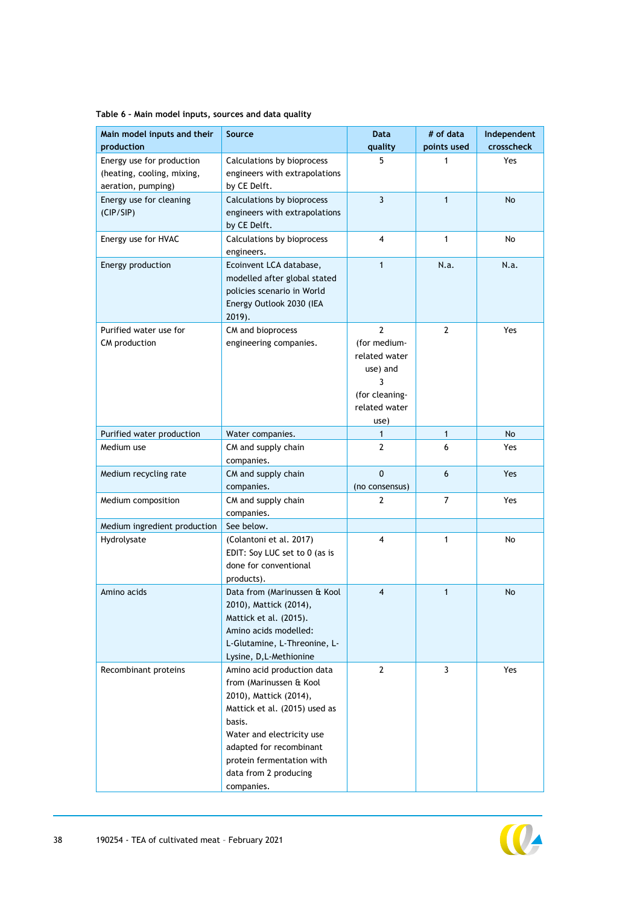Table 6 – Main model inputs, sources and data quality

| Main model inputs and their production | Source | Data quality | # of data points used | Independent crosscheck |
|---|---|---|---|---|
| Energy use for production (heating, cooling, mixing, aeration, pumping) | Calculations by bioprocess engineers with extrapolations by CE Delft. | 5 | 1 | Yes |
| Energy use for cleaning (CIP/SIP) | Calculations by bioprocess engineers with extrapolations by CE Delft. | 3 | 1 | No |
| Energy use for HVAC | Calculations by bioprocess engineers. | 4 | 1 | No |
| Energy production | Ecoinvent LCA database, modelled after global stated policies scenario in World Energy Outlook 2030 (IEA 2019). | 1 | N.a. | N.a. |
| Purified water use for CM production | CM and bioprocess engineering companies. | 2 (for medium-related water use) and 3 (for cleaning-related water use) | 2 | Yes |
| Purified water production | Water companies. | 1 | 1 | No |
| Medium use | CM and supply chain companies. | 2 | 6 | Yes |
| Medium recycling rate | CM and supply chain companies. | 0 (no consensus) | 6 | Yes |
| Medium composition | CM and supply chain companies. | 2 | 7 | Yes |
| Medium ingredient production | See below. | | | |
| Hydrolysate | (Colantoni et al. 2017) EDIT: Soy LUC set to 0 (as is done for conventional products). | 4 | 1 | No |
| Amino acids | Data from (Marinussen & Kool 2010), Mattick (2014), Mattick et al. (2015). Amino acids modelled: L-Glutamine, L-Threonine, L-Lysine, D,L-Methionine | 4 | 1 | No |
| Recombinant proteins | Amino acid production data from (Marinussen & Kool 2010), Mattick (2014), Mattick et al. (2015) used as basis. Water and electricity use adapted for recombinant protein fermentation with data from 2 producing companies. | 2 | 3 | Yes |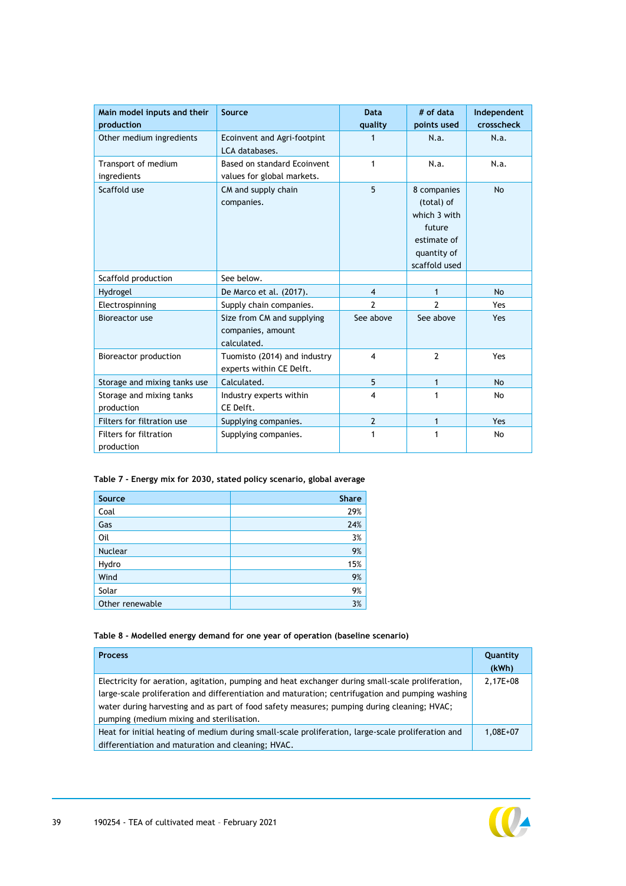| Main model inputs and their production | Source | Data quality | # of data points used | Independent crosscheck |
|---|---|---|---|---|
| Other medium ingredients | Ecoinvent and Agri-footpint LCA databases. | 1 | N.a. | N.a. |
| Transport of medium ingredients | Based on standard Ecoinvent values for global markets. | 1 | N.a. | N.a. |
| Scaffold use | CM and supply chain companies. | 5 | 8 companies (total) of which 3 with future estimate of quantity of scaffold used | No |
| Scaffold production | See below. | | | |
| Hydrogel | De Marco et al. (2017). | 4 | 1 | No |
| Electrospinning | Supply chain companies. | 2 | 2 | Yes |
| Bioreactor use | Size from CM and supplying companies, amount calculated. | See above | See above | Yes |
| Bioreactor production | Tuomisto (2014) and industry experts within CE Delft. | 4 | 2 | Yes |
| Storage and mixing tanks use | Calculated. | 5 | 1 | No |
| Storage and mixing tanks production | Industry experts within CE Delft. | 4 | 1 | No |
| Filters for filtration use | Supplying companies. | 2 | 1 | Yes |
| Filters for filtration production | Supplying companies. | 1 | 1 | No |

**Table 7 - Energy mix for 2030, stated policy scenario, global average**

| Source | Share |
|---|---|
| Coal | 29% |
| Gas | 24% |
| Oil | 3% |
| Nuclear | 9% |
| Hydro | 15% |
| Wind | 9% |
| Solar | 9% |
| Other renewable | 3% |

**Table 8 - Modelled energy demand for one year of operation (baseline scenario)**

| Process | Quantity (kWh) |
|---|---|
| Electricity for aeration, agitation, pumping and heat exchanger during small-scale proliferation, large-scale proliferation and differentiation and maturation; centrifugation and pumping washing water during harvesting and as part of food safety measures; pumping during cleaning; HVAC; pumping (medium mixing and sterilisation. | 2,17E+08 |
| Heat for initial heating of medium during small-scale proliferation, large-scale proliferation and differentiation and maturation and cleaning; HVAC. | 1,08E+07 |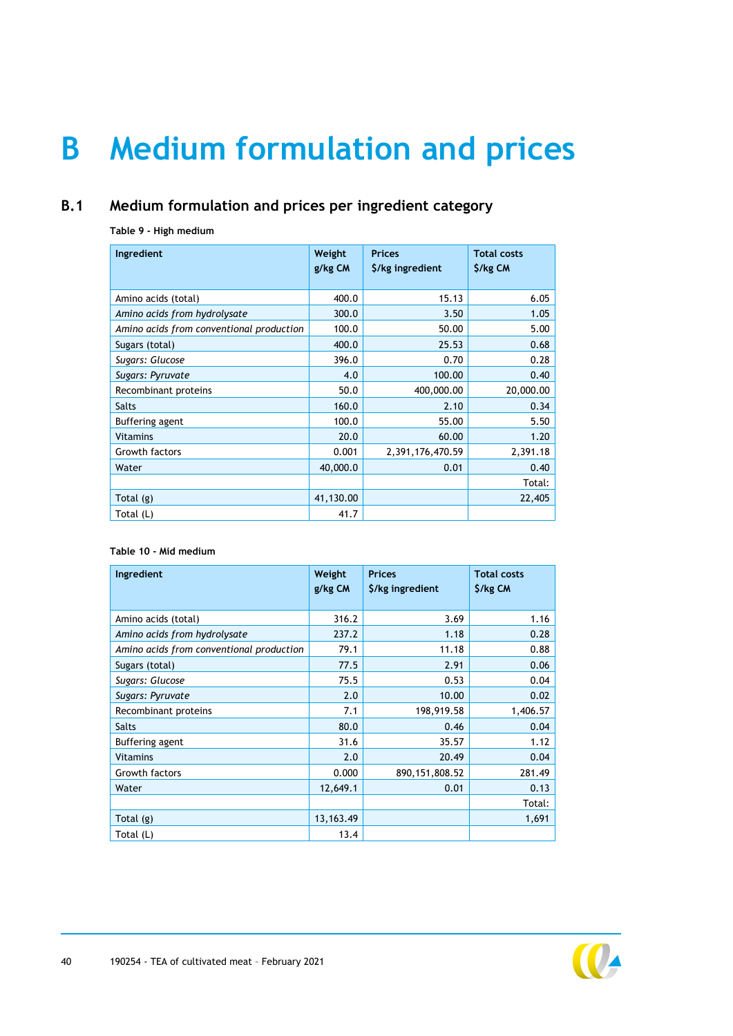# B Medium formulation and prices

## B.1 Medium formulation and prices per ingredient category

**Table 9 - High medium**

| Ingredient | Weight g/kg CM | Prices $/kg ingredient | Total costs $/kg CM |
|---|---|---|---|
| Amino acids (total) | 400.0 | 15.13 | 6.05 |
| *Amino acids from hydrolysate* | 300.0 | 3.50 | 1.05 |
| *Amino acids from conventional production* | 100.0 | 50.00 | 5.00 |
| Sugars (total) | 400.0 | 25.53 | 0.68 |
| *Sugars: Glucose* | 396.0 | 0.70 | 0.28 |
| *Sugars: Pyruvate* | 4.0 | 100.00 | 0.40 |
| Recombinant proteins | 50.0 | 400,000.00 | 20,000.00 |
| Salts | 160.0 | 2.10 | 0.34 |
| Buffering agent | 100.0 | 55.00 | 5.50 |
| Vitamins | 20.0 | 60.00 | 1.20 |
| Growth factors | 0.001 | 2,391,176,470.59 | 2,391.18 |
| Water | 40,000.0 | 0.01 | 0.40 |
| | | | Total: |
| Total (g) | 41,130.00 | | 22,405 |
| Total (L) | 41.7 | | |

**Table 10 - Mid medium**

| Ingredient | Weight g/kg CM | Prices $/kg ingredient | Total costs $/kg CM |
|---|---|---|---|
| Amino acids (total) | 316.2 | 3.69 | 1.16 |
| *Amino acids from hydrolysate* | 237.2 | 1.18 | 0.28 |
| *Amino acids from conventional production* | 79.1 | 11.18 | 0.88 |
| Sugars (total) | 77.5 | 2.91 | 0.06 |
| *Sugars: Glucose* | 75.5 | 0.53 | 0.04 |
| *Sugars: Pyruvate* | 2.0 | 10.00 | 0.02 |
| Recombinant proteins | 7.1 | 198,919.58 | 1,406.57 |
| Salts | 80.0 | 0.46 | 0.04 |
| Buffering agent | 31.6 | 35.57 | 1.12 |
| Vitamins | 2.0 | 20.49 | 0.04 |
| Growth factors | 0.000 | 890,151,808.52 | 281.49 |
| Water | 12,649.1 | 0.01 | 0.13 |
| | | | Total: |
| Total (g) | 13,163.49 | | 1,691 |
| Total (L) | 13.4 | | |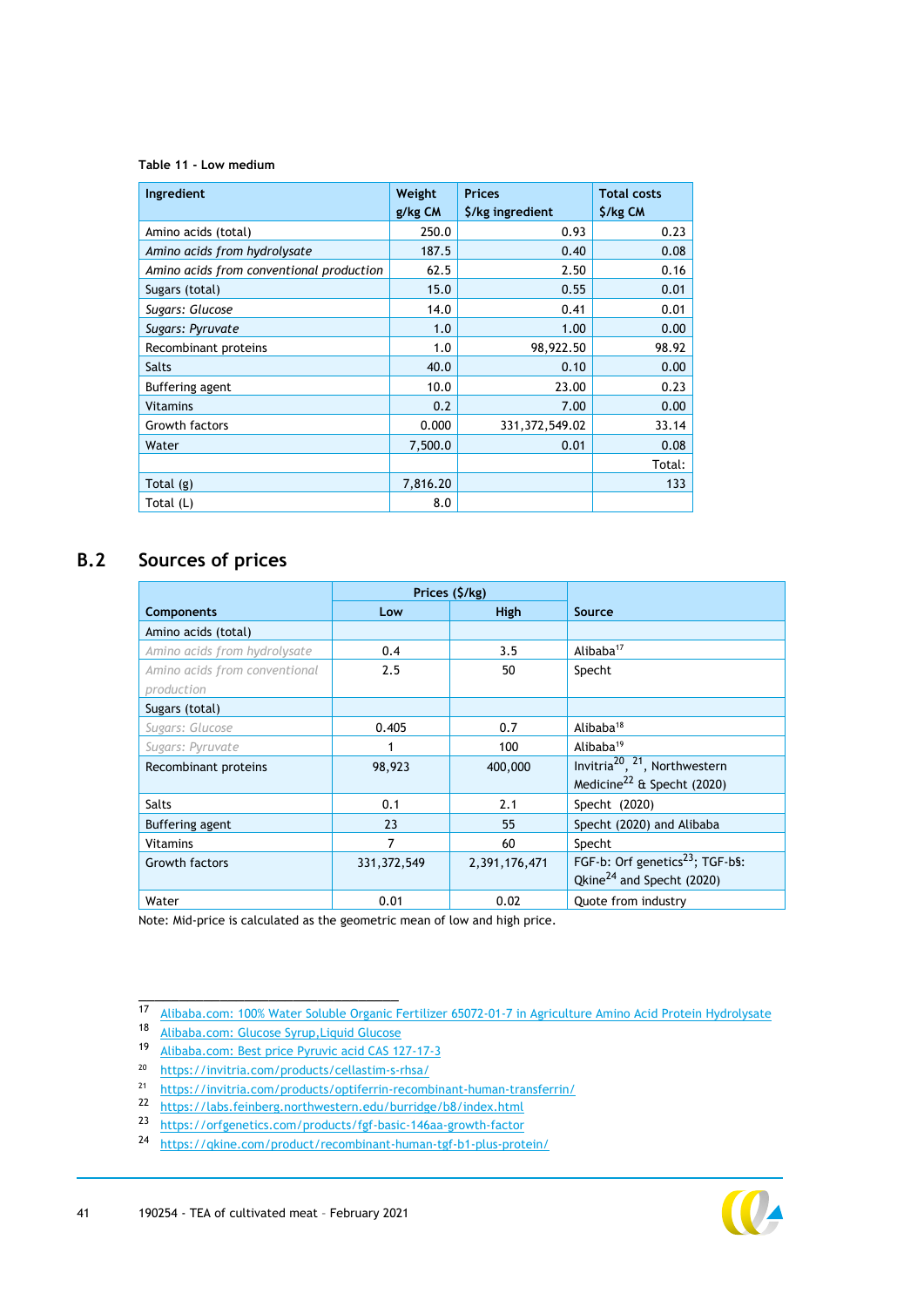Table 11 - Low medium

| Ingredient | Weight g/kg CM | Prices $/kg ingredient | Total costs $/kg CM |
|---|---|---|---|
| Amino acids (total) | 250.0 | 0.93 | 0.23 |
| *Amino acids from hydrolysate* | 187.5 | 0.40 | 0.08 |
| *Amino acids from conventional production* | 62.5 | 2.50 | 0.16 |
| Sugars (total) | 15.0 | 0.55 | 0.01 |
| *Sugars: Glucose* | 14.0 | 0.41 | 0.01 |
| *Sugars: Pyruvate* | 1.0 | 1.00 | 0.00 |
| Recombinant proteins | 1.0 | 98,922.50 | 98.92 |
| Salts | 40.0 | 0.10 | 0.00 |
| Buffering agent | 10.0 | 23.00 | 0.23 |
| Vitamins | 0.2 | 7.00 | 0.00 |
| Growth factors | 0.000 | 331,372,549.02 | 33.14 |
| Water | 7,500.0 | 0.01 | 0.08 |
| | | | Total: |
| Total (g) | 7,816.20 | | 133 |
| Total (L) | 8.0 | | |

## B.2 Sources of prices

| Components | Prices ($/kg) | | Source |
|---|---|---|---|
| | Low | High | |
| Amino acids (total) | | | |
| *Amino acids from hydrolysate* | 0.4 | 3.5 | Alibaba[17] |
| *Amino acids from conventional production* | 2.5 | 50 | Specht |
| Sugars (total) | | | |
| *Sugars: Glucose* | 0.405 | 0.7 | Alibaba[18] |
| *Sugars: Pyruvate* | 1 | 100 | Alibaba[19] |
| Recombinant proteins | 98,923 | 400,000 | Invitria[20], [21], Northwestern Medicine[22] & Specht (2020) |
| Salts | 0.1 | 2.1 | Specht (2020) |
| Buffering agent | 23 | 55 | Specht (2020) and Alibaba |
| Vitamins | 7 | 60 | Specht |
| Growth factors | 331,372,549 | 2,391,176,471 | FGF-b: Orf genetics[23]; TGF-b§: Qkine[24] and Specht (2020) |
| Water | 0.01 | 0.02 | Quote from industry |

Note: Mid-price is calculated as the geometric mean of low and high price.

---

[17] Alibaba.com: 100% Water Soluble Organic Fertilizer 65072-01-7 in Agriculture Amino Acid Protein Hydrolysate

[18] Alibaba.com: Glucose Syrup,Liquid Glucose

[19] Alibaba.com: Best price Pyruvic acid CAS 127-17-3

[20] https://invitria.com/products/cellastim-s-rhsa/

[21] https://invitria.com/products/optiferrin-recombinant-human-transferrin/

[22] https://labs.feinberg.northwestern.edu/burridge/b8/index.html

[23] https://orfgenetics.com/products/fgf-basic-146aa-growth-factor

[24] https://qkine.com/product/recombinant-human-tgf-b1-plus-protein/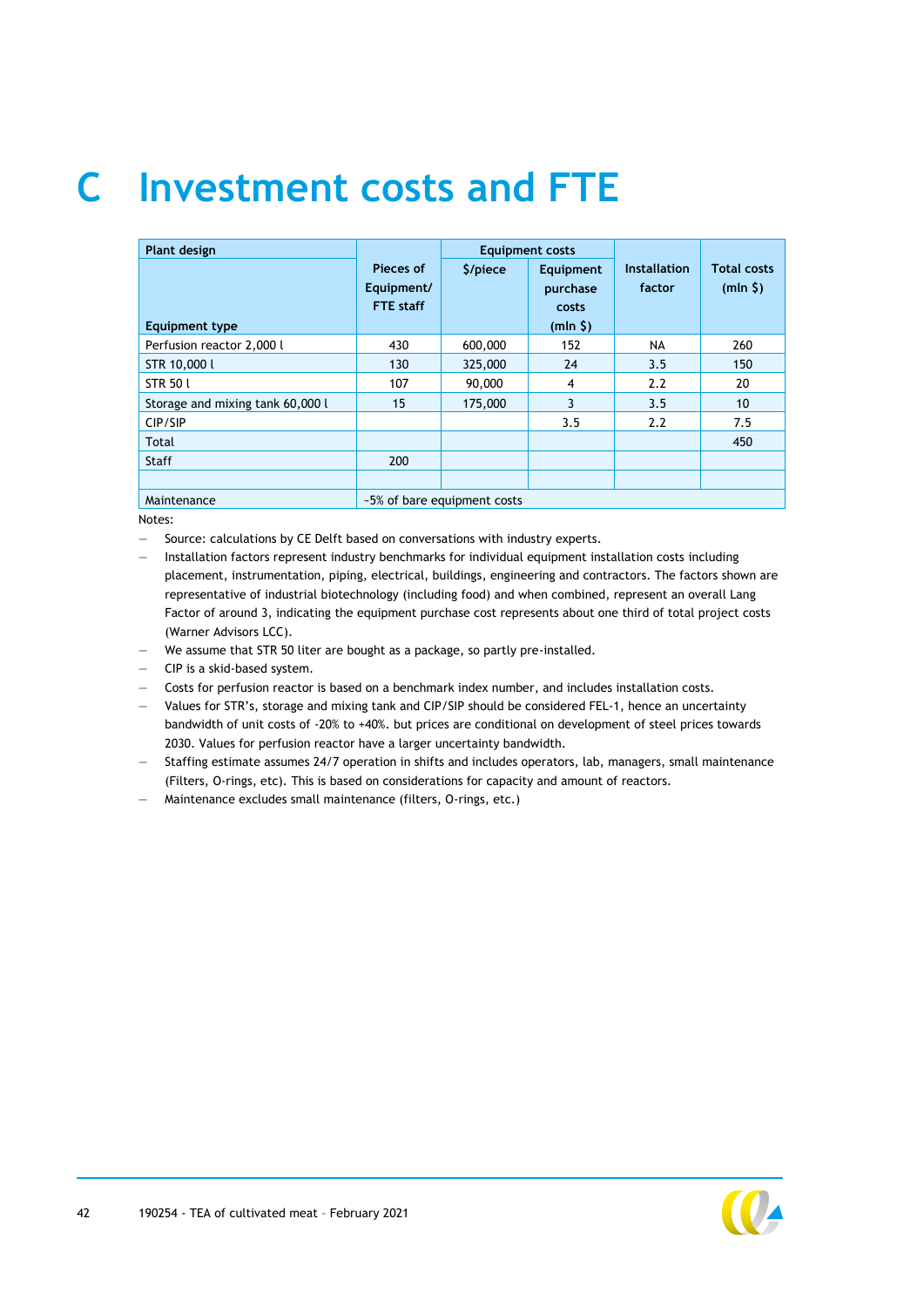# C Investment costs and FTE

| Plant design | | Equipment costs | | | |
|---|---|---|---|---|---|
| Equipment type | Pieces of Equipment/ FTE staff | $/piece | Equipment purchase costs (mln $) | Installation factor | Total costs (mln $) |
| Perfusion reactor 2,000 l | 430 | 600,000 | 152 | NA | 260 |
| STR 10,000 l | 130 | 325,000 | 24 | 3.5 | 150 |
| STR 50 l | 107 | 90,000 | 4 | 2.2 | 20 |
| Storage and mixing tank 60,000 l | 15 | 175,000 | 3 | 3.5 | 10 |
| CIP/SIP | | | 3.5 | 2.2 | 7.5 |
| Total | | | | | 450 |
| Staff | 200 | | | | |
| | | | | | |
| Maintenance | ~5% of bare equipment costs | | | | |

Notes:

- Source: calculations by CE Delft based on conversations with industry experts.
- Installation factors represent industry benchmarks for individual equipment installation costs including placement, instrumentation, piping, electrical, buildings, engineering and contractors. The factors shown are representative of industrial biotechnology (including food) and when combined, represent an overall Lang Factor of around 3, indicating the equipment purchase cost represents about one third of total project costs (Warner Advisors LCC).
- We assume that STR 50 liter are bought as a package, so partly pre-installed.
- CIP is a skid-based system.
- Costs for perfusion reactor is based on a benchmark index number, and includes installation costs.
- Values for STR's, storage and mixing tank and CIP/SIP should be considered FEL-1, hence an uncertainty bandwidth of unit costs of -20% to +40%. but prices are conditional on development of steel prices towards 2030. Values for perfusion reactor have a larger uncertainty bandwidth.
- Staffing estimate assumes 24/7 operation in shifts and includes operators, lab, managers, small maintenance (Filters, O-rings, etc). This is based on considerations for capacity and amount of reactors.
- Maintenance excludes small maintenance (filters, O-rings, etc.)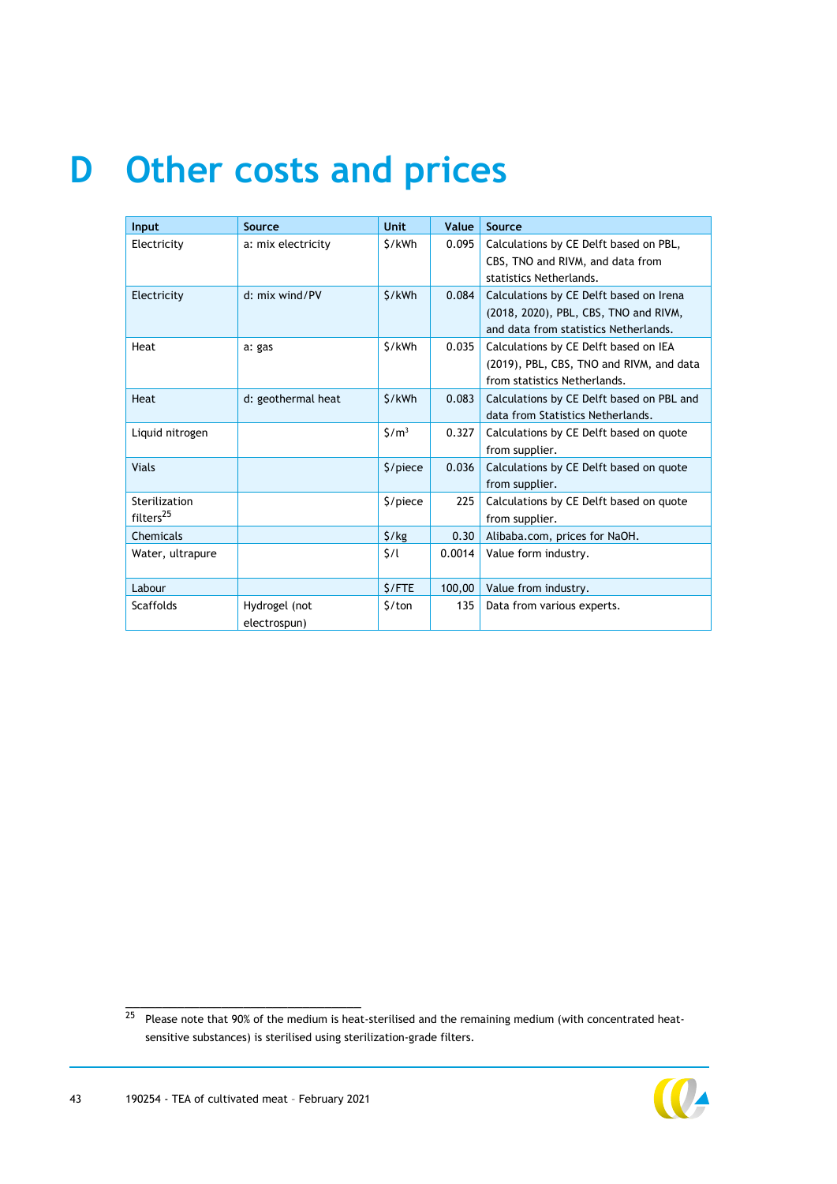# D Other costs and prices

| Input | Source | Unit | Value | Source |
|---|---|---|---|---|
| Electricity | a: mix electricity | $/kWh | 0.095 | Calculations by CE Delft based on PBL, CBS, TNO and RIVM, and data from statistics Netherlands. |
| Electricity | d: mix wind/PV | $/kWh | 0.084 | Calculations by CE Delft based on Irena (2018, 2020), PBL, CBS, TNO and RIVM, and data from statistics Netherlands. |
| Heat | a: gas | $/kWh | 0.035 | Calculations by CE Delft based on IEA (2019), PBL, CBS, TNO and RIVM, and data from statistics Netherlands. |
| Heat | d: geothermal heat | $/kWh | 0.083 | Calculations by CE Delft based on PBL and data from Statistics Netherlands. |
| Liquid nitrogen | | $/m³ | 0.327 | Calculations by CE Delft based on quote from supplier. |
| Vials | | $/piece | 0.036 | Calculations by CE Delft based on quote from supplier. |
| Sterilization filters[25] | | $/piece | 225 | Calculations by CE Delft based on quote from supplier. |
| Chemicals | | $/kg | 0.30 | Alibaba.com, prices for NaOH. |
| Water, ultrapure | | $/l | 0.0014 | Value form industry. |
| Labour | | $/FTE | 100,00 | Value from industry. |
| Scaffolds | Hydrogel (not electrospun) | $/ton | 135 | Data from various experts. |

[25] Please note that 90% of the medium is heat-sterilised and the remaining medium (with concentrated heat-sensitive substances) is sterilised using sterilization-grade filters.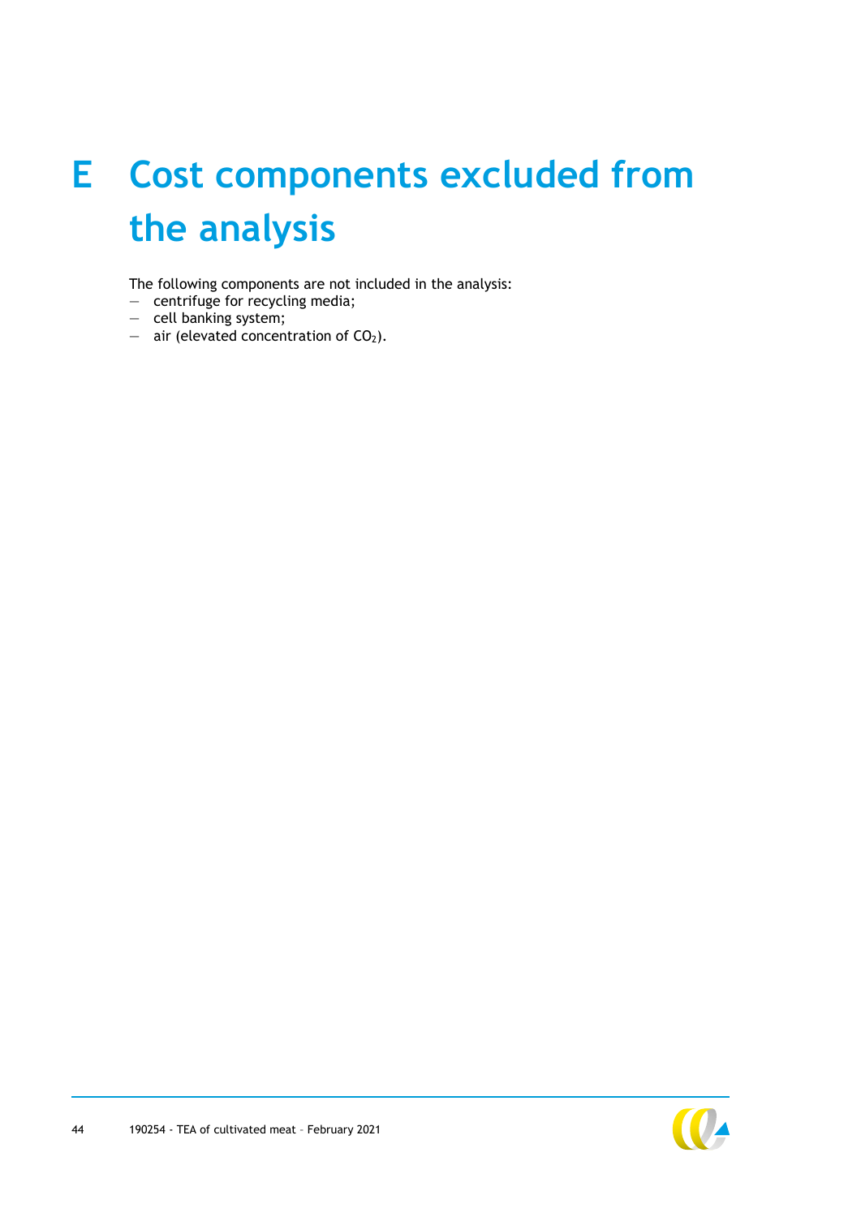# E Cost components excluded from the analysis

The following components are not included in the analysis:
- centrifuge for recycling media;
- cell banking system;
- air (elevated concentration of $CO_2$).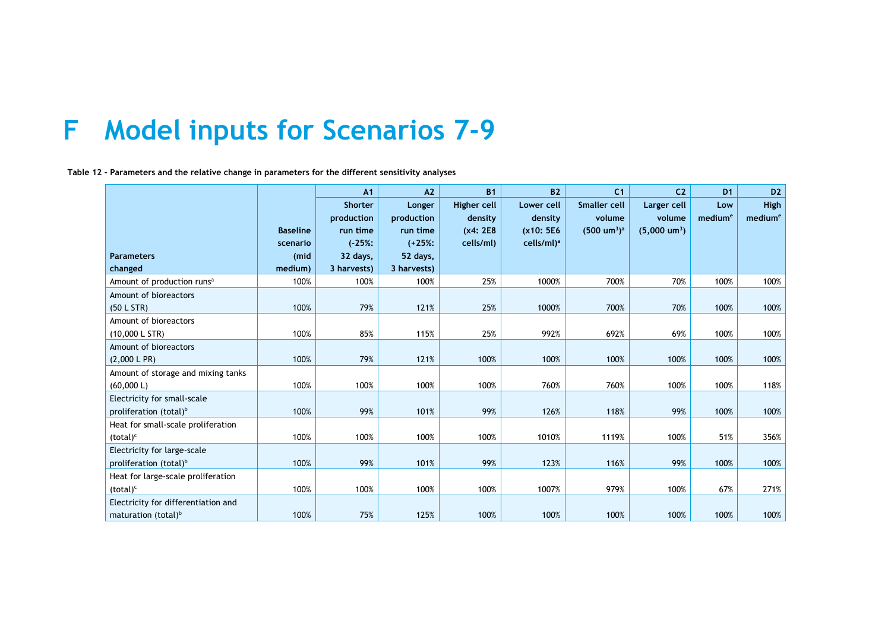# F Model inputs for Scenarios 7-9

**Table 12 - Parameters and the relative change in parameters for the different sensitivity analyses**

| Parameters changed | Baseline scenario (mid medium) | A1 Shorter production run time (-25%: 32 days, 3 harvests) | A2 Longer production run time (+25%: 52 days, 3 harvests) | B1 Higher cell density (x4: 2E8 cells/ml) | B2 Lower cell density (x10: 5E6 cells/ml)[a] | C1 Smaller cell volume (500 $um^3$)[a] | C2 Larger cell volume (5,000 $um^3$) | D1 Low medium[e] | D2 High medium[e] |
|---|---|---|---|---|---|---|---|---|---|
| Amount of production runs[a] | 100% | 100% | 100% | 25% | 1000% | 700% | 70% | 100% | 100% |
| Amount of bioreactors (50 L STR) | 100% | 79% | 121% | 25% | 1000% | 700% | 70% | 100% | 100% |
| Amount of bioreactors (10,000 L STR) | 100% | 85% | 115% | 25% | 992% | 692% | 69% | 100% | 100% |
| Amount of bioreactors (2,000 L PR) | 100% | 79% | 121% | 100% | 100% | 100% | 100% | 100% | 100% |
| Amount of storage and mixing tanks (60,000 L) | 100% | 100% | 100% | 100% | 760% | 760% | 100% | 100% | 118% |
| Electricity for small-scale proliferation (total)[b] | 100% | 99% | 101% | 99% | 126% | 118% | 99% | 100% | 100% |
| Heat for small-scale proliferation (total)[c] | 100% | 100% | 100% | 100% | 1010% | 1119% | 100% | 51% | 356% |
| Electricity for large-scale proliferation (total)[b] | 100% | 99% | 101% | 99% | 123% | 116% | 99% | 100% | 100% |
| Heat for large-scale proliferation (total)[c] | 100% | 100% | 100% | 100% | 1007% | 979% | 100% | 67% | 271% |
| Electricity for differentiation and maturation (total)[b] | 100% | 75% | 125% | 100% | 100% | 100% | 100% | 100% | 100% |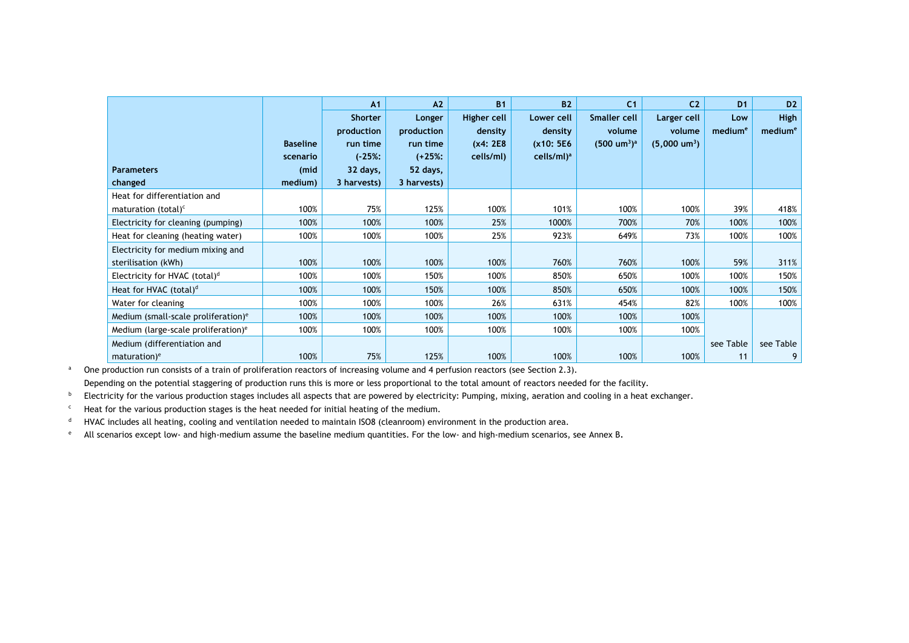| Parameters changed | Baseline scenario (mid medium) | A1 Shorter production run time (-25%: 32 days, 3 harvests) | A2 Longer production run time (+25%: 52 days, 3 harvests) | B1 Higher cell density (x4: 2E8 cells/ml) | B2 Lower cell density (x10: 5E6 cells/ml)[a] | C1 Smaller cell volume (500 um$^3$)[a] | C2 Larger cell volume (5,000 um$^3$) | D1 Low medium[e] | D2 High medium[e] |
|---|---|---|---|---|---|---|---|---|---|
| Heat for differentiation and maturation (total)[c] | 100% | 75% | 125% | 100% | 101% | 100% | 100% | 39% | 418% |
| Electricity for cleaning (pumping) | 100% | 100% | 100% | 25% | 1000% | 700% | 70% | 100% | 100% |
| Heat for cleaning (heating water) | 100% | 100% | 100% | 25% | 923% | 649% | 73% | 100% | 100% |
| Electricity for medium mixing and sterilisation (kWh) | 100% | 100% | 100% | 100% | 760% | 760% | 100% | 59% | 311% |
| Electricity for HVAC (total)[d] | 100% | 100% | 150% | 100% | 850% | 650% | 100% | 100% | 150% |
| Heat for HVAC (total)[d] | 100% | 100% | 150% | 100% | 850% | 650% | 100% | 100% | 150% |
| Water for cleaning | 100% | 100% | 100% | 26% | 631% | 454% | 82% | 100% | 100% |
| Medium (small-scale proliferation)[e] | 100% | 100% | 100% | 100% | 100% | 100% | 100% | | |
| Medium (large-scale proliferation)[e] | 100% | 100% | 100% | 100% | 100% | 100% | 100% | | |
| Medium (differentiation and maturation)[e] | 100% | 75% | 125% | 100% | 100% | 100% | 100% | see Table 11 | see Table 9 |

[a] One production run consists of a train of proliferation reactors of increasing volume and 4 perfusion reactors (see Section 2.3). Depending on the potential staggering of production runs this is more or less proportional to the total amount of reactors needed for the facility.

[b] Electricity for the various production stages includes all aspects that are powered by electricity: Pumping, mixing, aeration and cooling in a heat exchanger.

[c] Heat for the various production stages is the heat needed for initial heating of the medium.

[d] HVAC includes all heating, cooling and ventilation needed to maintain ISO8 (cleanroom) environment in the production area.

[e] All scenarios except low- and high-medium assume the baseline medium quantities. For the low- and high-medium scenarios, see Annex B.